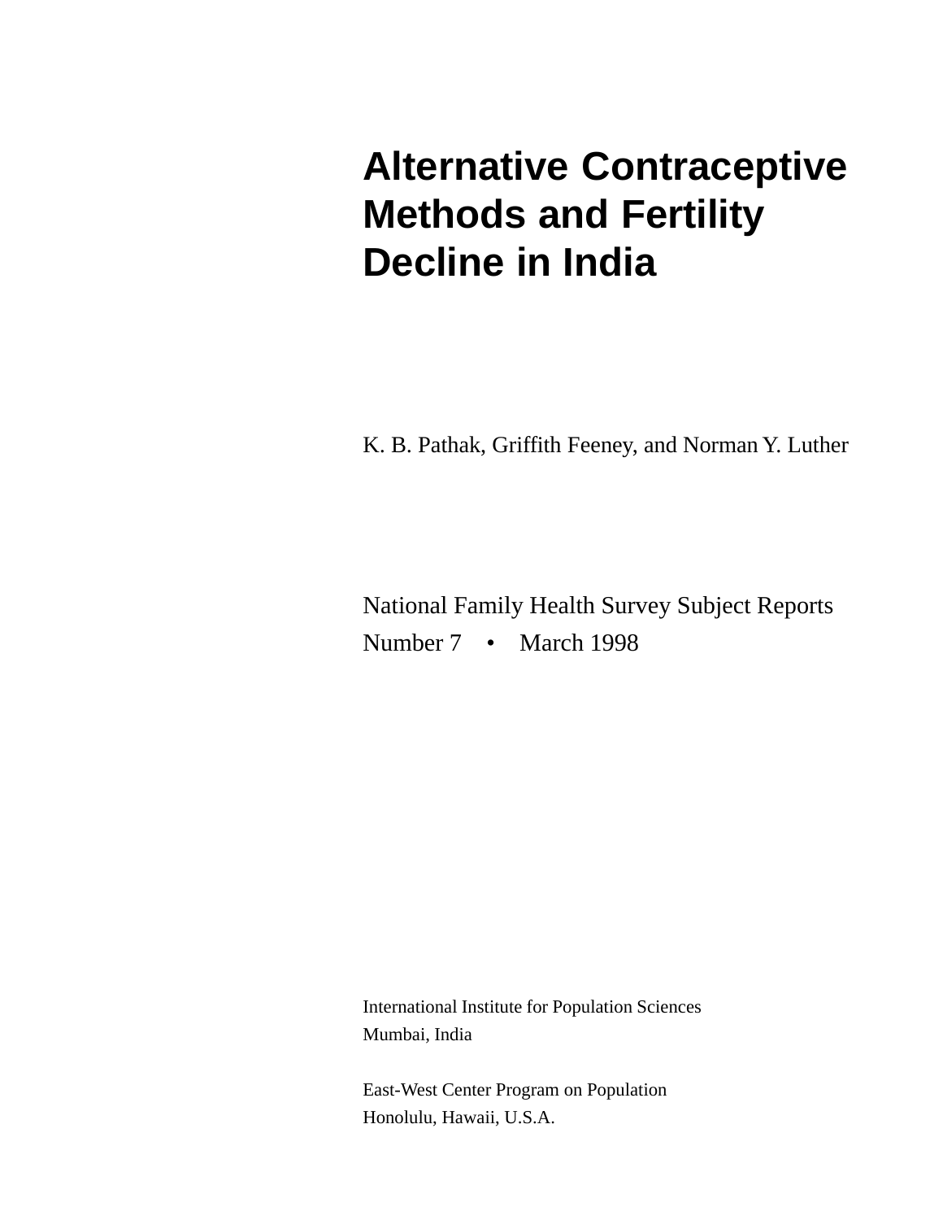# Alternative Contraceptive Methods and Fertility Decline in India

K. B. Pathak, Griffith Feeney, and Norman Y. Luther

National Family Health Survey Subject Reports
Number 7 • March 1998

International Institute for Population Sciences
Mumbai, India

East-West Center Program on Population
Honolulu, Hawaii, U.S.A.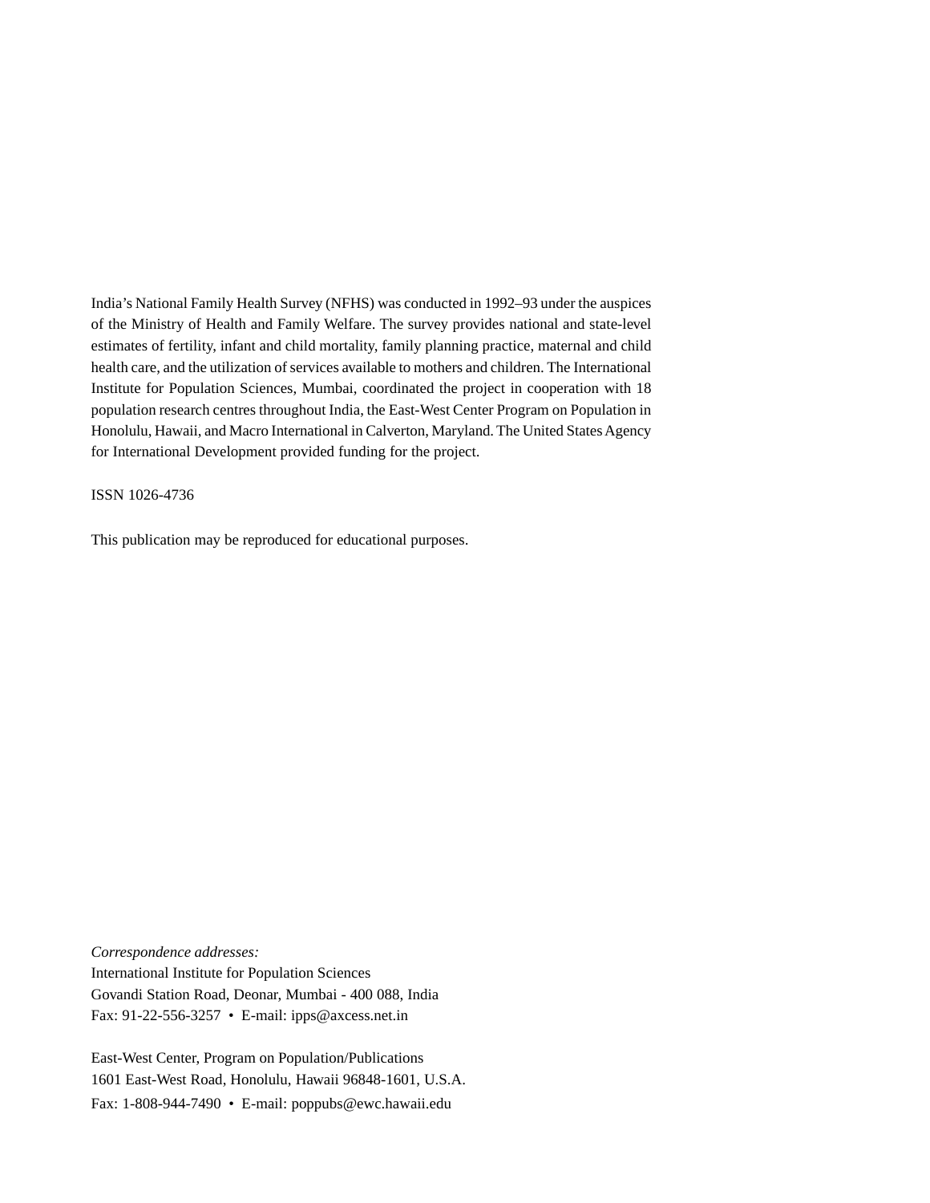India's National Family Health Survey (NFHS) was conducted in 1992–93 under the auspices of the Ministry of Health and Family Welfare. The survey provides national and state-level estimates of fertility, infant and child mortality, family planning practice, maternal and child health care, and the utilization of services available to mothers and children. The International Institute for Population Sciences, Mumbai, coordinated the project in cooperation with 18 population research centres throughout India, the East-West Center Program on Population in Honolulu, Hawaii, and Macro International in Calverton, Maryland. The United States Agency for International Development provided funding for the project.

ISSN 1026-4736

This publication may be reproduced for educational purposes.

*Correspondence addresses:*
International Institute for Population Sciences
Govandi Station Road, Deonar, Mumbai - 400 088, India
Fax: 91-22-556-3257 • E-mail: ipps@axcess.net.in

East-West Center, Program on Population/Publications
1601 East-West Road, Honolulu, Hawaii 96848-1601, U.S.A.
Fax: 1-808-944-7490 • E-mail: poppubs@ewc.hawaii.edu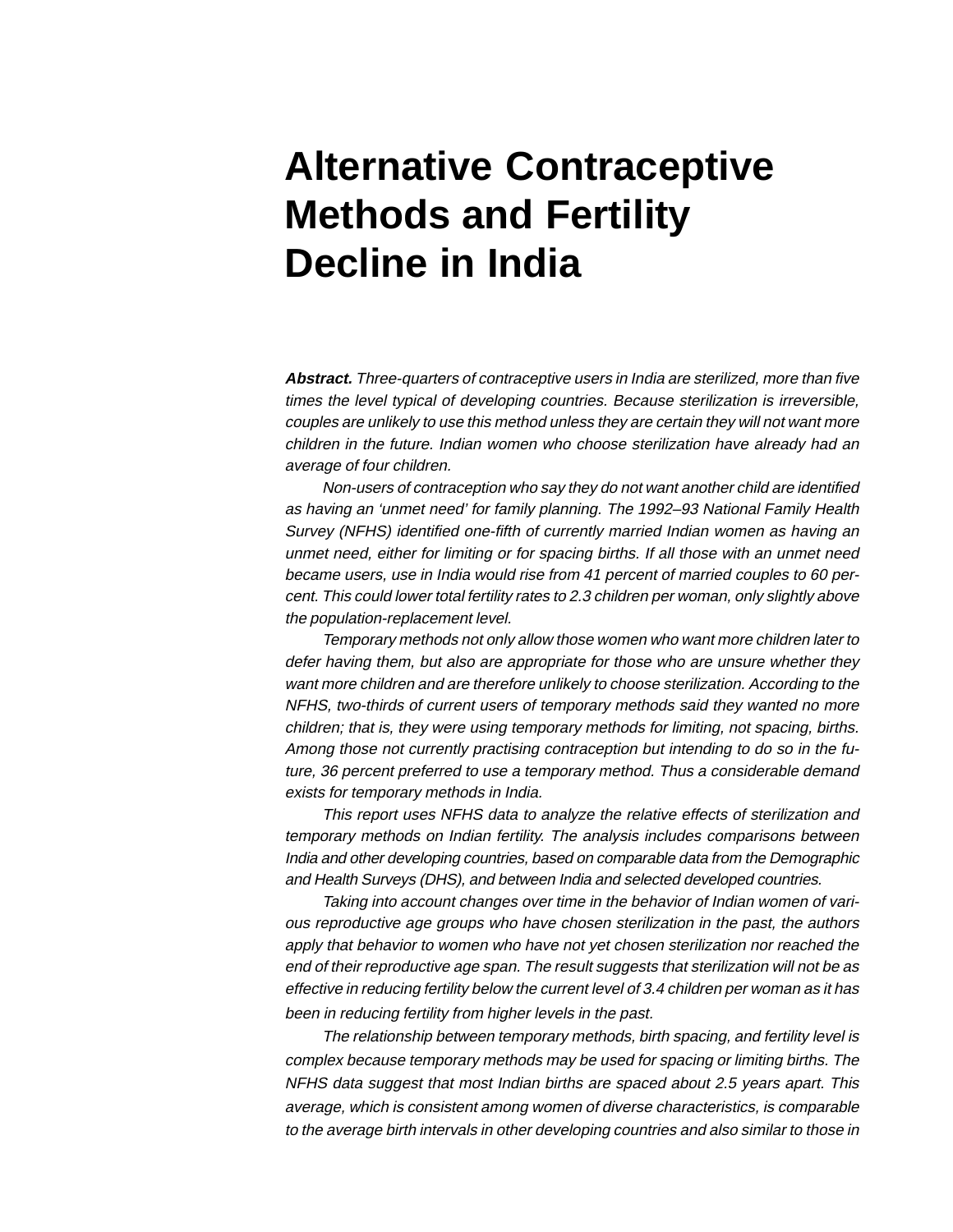# Alternative Contraceptive Methods and Fertility Decline in India

***Abstract.*** *Three-quarters of contraceptive users in India are sterilized, more than five times the level typical of developing countries. Because sterilization is irreversible, couples are unlikely to use this method unless they are certain they will not want more children in the future. Indian women who choose sterilization have already had an average of four children.*

*Non-users of contraception who say they do not want another child are identified as having an 'unmet need' for family planning. The 1992–93 National Family Health Survey (NFHS) identified one-fifth of currently married Indian women as having an unmet need, either for limiting or for spacing births. If all those with an unmet need became users, use in India would rise from 41 percent of married couples to 60 percent. This could lower total fertility rates to 2.3 children per woman, only slightly above the population-replacement level.*

*Temporary methods not only allow those women who want more children later to defer having them, but also are appropriate for those who are unsure whether they want more children and are therefore unlikely to choose sterilization. According to the NFHS, two-thirds of current users of temporary methods said they wanted no more children; that is, they were using temporary methods for limiting, not spacing, births. Among those not currently practising contraception but intending to do so in the future, 36 percent preferred to use a temporary method. Thus a considerable demand exists for temporary methods in India.*

*This report uses NFHS data to analyze the relative effects of sterilization and temporary methods on Indian fertility. The analysis includes comparisons between India and other developing countries, based on comparable data from the Demographic and Health Surveys (DHS), and between India and selected developed countries.*

*Taking into account changes over time in the behavior of Indian women of various reproductive age groups who have chosen sterilization in the past, the authors apply that behavior to women who have not yet chosen sterilization nor reached the end of their reproductive age span. The result suggests that sterilization will not be as effective in reducing fertility below the current level of 3.4 children per woman as it has been in reducing fertility from higher levels in the past.*

*The relationship between temporary methods, birth spacing, and fertility level is complex because temporary methods may be used for spacing or limiting births. The NFHS data suggest that most Indian births are spaced about 2.5 years apart. This average, which is consistent among women of diverse characteristics, is comparable to the average birth intervals in other developing countries and also similar to those in*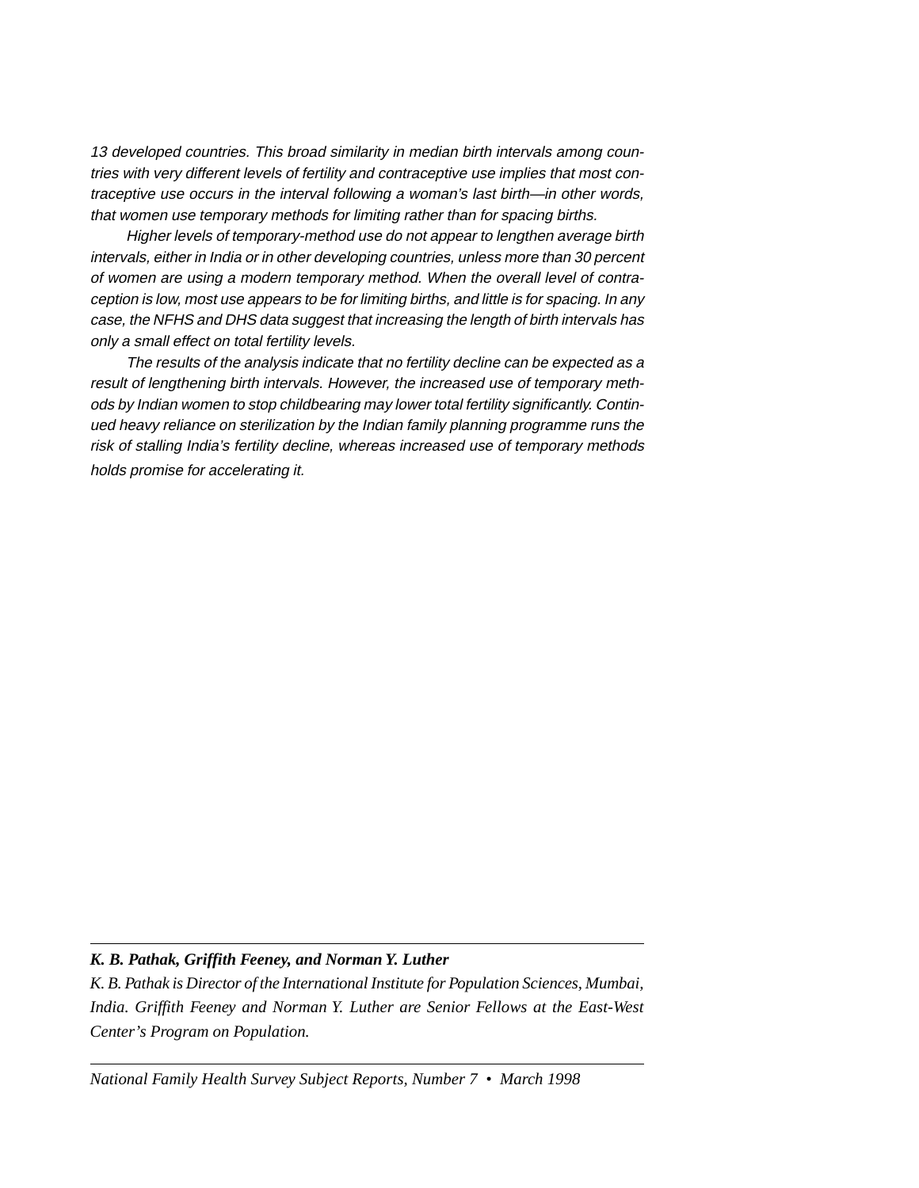*13 developed countries. This broad similarity in median birth intervals among countries with very different levels of fertility and contraceptive use implies that most contraceptive use occurs in the interval following a woman's last birth—in other words, that women use temporary methods for limiting rather than for spacing births.*

*Higher levels of temporary-method use do not appear to lengthen average birth intervals, either in India or in other developing countries, unless more than 30 percent of women are using a modern temporary method. When the overall level of contraception is low, most use appears to be for limiting births, and little is for spacing. In any case, the NFHS and DHS data suggest that increasing the length of birth intervals has only a small effect on total fertility levels.*

*The results of the analysis indicate that no fertility decline can be expected as a result of lengthening birth intervals. However, the increased use of temporary methods by Indian women to stop childbearing may lower total fertility significantly. Continued heavy reliance on sterilization by the Indian family planning programme runs the risk of stalling India's fertility decline, whereas increased use of temporary methods holds promise for accelerating it.*

---

***K. B. Pathak, Griffith Feeney, and Norman Y. Luther***

*K. B. Pathak is Director of the International Institute for Population Sciences, Mumbai, India. Griffith Feeney and Norman Y. Luther are Senior Fellows at the East-West Center's Program on Population.*

---

*National Family Health Survey Subject Reports, Number 7 • March 1998*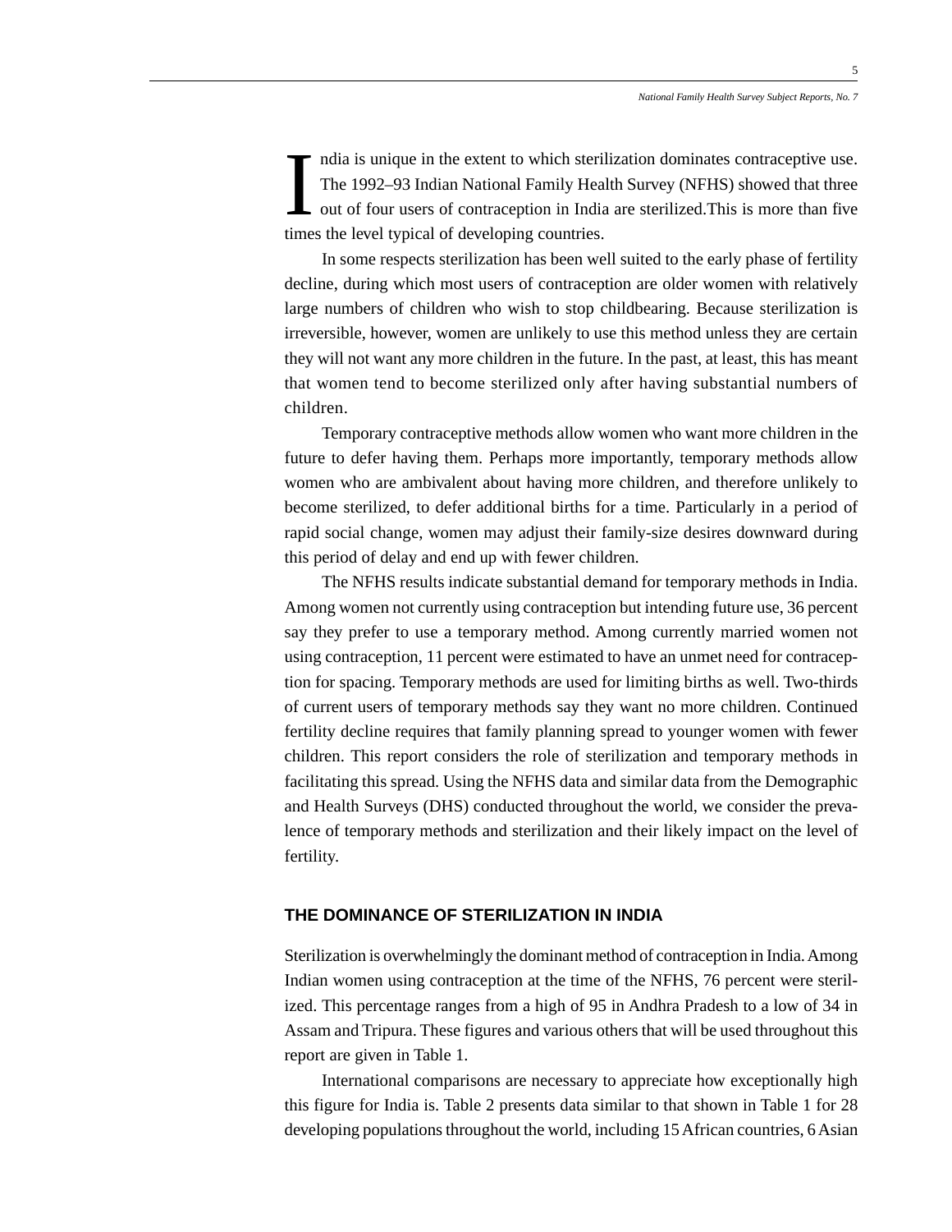India is unique in the extent to which sterilization dominates contraceptive use. The 1992–93 Indian National Family Health Survey (NFHS) showed that three out of four users of contraception in India are sterilized.This is more than five times the level typical of developing countries.

In some respects sterilization has been well suited to the early phase of fertility decline, during which most users of contraception are older women with relatively large numbers of children who wish to stop childbearing. Because sterilization is irreversible, however, women are unlikely to use this method unless they are certain they will not want any more children in the future. In the past, at least, this has meant that women tend to become sterilized only after having substantial numbers of children.

Temporary contraceptive methods allow women who want more children in the future to defer having them. Perhaps more importantly, temporary methods allow women who are ambivalent about having more children, and therefore unlikely to become sterilized, to defer additional births for a time. Particularly in a period of rapid social change, women may adjust their family-size desires downward during this period of delay and end up with fewer children.

The NFHS results indicate substantial demand for temporary methods in India. Among women not currently using contraception but intending future use, 36 percent say they prefer to use a temporary method. Among currently married women not using contraception, 11 percent were estimated to have an unmet need for contraception for spacing. Temporary methods are used for limiting births as well. Two-thirds of current users of temporary methods say they want no more children. Continued fertility decline requires that family planning spread to younger women with fewer children. This report considers the role of sterilization and temporary methods in facilitating this spread. Using the NFHS data and similar data from the Demographic and Health Surveys (DHS) conducted throughout the world, we consider the prevalence of temporary methods and sterilization and their likely impact on the level of fertility.

## THE DOMINANCE OF STERILIZATION IN INDIA

Sterilization is overwhelmingly the dominant method of contraception in India. Among Indian women using contraception at the time of the NFHS, 76 percent were sterilized. This percentage ranges from a high of 95 in Andhra Pradesh to a low of 34 in Assam and Tripura. These figures and various others that will be used throughout this report are given in Table 1.

International comparisons are necessary to appreciate how exceptionally high this figure for India is. Table 2 presents data similar to that shown in Table 1 for 28 developing populations throughout the world, including 15 African countries, 6 Asian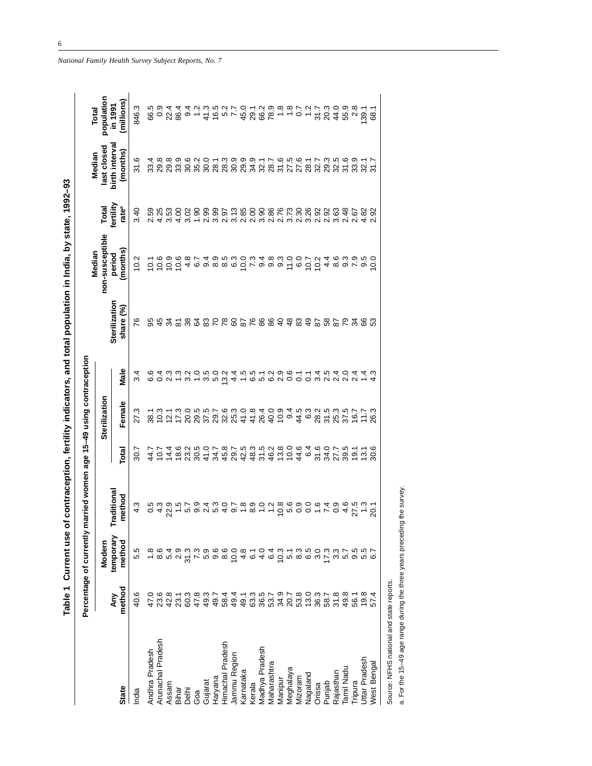**Table 1 Current use of contraception, fertility indicators, and total population in India, by state, 1992–93**

| State | Percentage of currently married women age 15–49 using contraception | | | | | | Sterilization share (%) | Median non-susceptible period (months) | Total fertility rate[a] | Median last closed birth interval (months) | Total population in 1991 (millions) |
|---|---|---|---|---|---|---|---|---|---|---|---|
| | Any method | Modern temporary method | Traditional method | Sterilization | | | | | | | |
| | | | | Total | Female | Male | | | | | |
| India | 40.6 | 5.5 | 4.3 | 30.7 | 27.3 | 3.4 | 76 | 10.2 | 3.40 | 31.6 | 846.3 |
| Andhra Pradesh | 47.0 | 1.8 | 0.5 | 44.7 | 38.1 | 6.6 | 95 | 10.1 | 2.59 | 33.4 | 66.5 |
| Arunachal Pradesh | 23.6 | 8.6 | 4.3 | 10.7 | 10.3 | 0.4 | 45 | 10.6 | 4.25 | 29.8 | 0.9 |
| Assam | 42.8 | 5.4 | 22.9 | 14.4 | 12.1 | 2.3 | 34 | 10.9 | 3.53 | 29.8 | 22.4 |
| Bihar | 23.1 | 2.9 | 1.5 | 18.6 | 17.3 | 1.3 | 81 | 10.6 | 4.00 | 33.9 | 86.4 |
| Delhi | 60.3 | 31.3 | 5.7 | 23.2 | 20.0 | 3.2 | 38 | 4.8 | 3.02 | 30.6 | 9.4 |
| Goa | 47.8 | 7.3 | 9.9 | 30.5 | 29.5 | 1.0 | 64 | 6.7 | 1.90 | 35.2 | 1.2 |
| Gujarat | 49.3 | 5.9 | 2.4 | 41.0 | 37.5 | 3.5 | 83 | 9.4 | 2.99 | 30.0 | 41.3 |
| Haryana | 49.7 | 9.6 | 5.3 | 34.7 | 29.7 | 5.0 | 70 | 8.9 | 3.99 | 28.1 | 16.5 |
| Himachal Pradesh | 58.4 | 8.6 | 4.0 | 45.8 | 32.6 | 13.2 | 78 | 8.5 | 2.97 | 28.3 | 5.2 |
| Jammu Region | 49.4 | 10.0 | 9.7 | 29.7 | 25.3 | 4.4 | 60 | 6.3 | 3.13 | 30.9 | 7.7 |
| Karnataka | 49.1 | 4.8 | 1.8 | 42.5 | 41.0 | 1.5 | 87 | 10.0 | 2.85 | 29.9 | 45.0 |
| Kerala | 63.3 | 6.1 | 8.9 | 48.3 | 41.8 | 6.5 | 76 | 7.3 | 2.00 | 34.9 | 29.1 |
| Madhya Pradesh | 36.5 | 4.0 | 1.0 | 31.5 | 26.4 | 5.1 | 86 | 9.4 | 3.90 | 32.1 | 66.2 |
| Maharashtra | 53.7 | 6.4 | 1.2 | 46.2 | 40.0 | 6.2 | 86 | 9.8 | 2.86 | 28.7 | 78.9 |
| Manipur | 34.9 | 10.3 | 10.8 | 13.8 | 10.9 | 2.9 | 40 | 9.3 | 2.76 | 31.6 | 1.8 |
| Meghalaya | 20.7 | 5.1 | 5.6 | 10.0 | 9.4 | 0.6 | 48 | 11.0 | 3.73 | 27.5 | 1.8 |
| Mizoram | 53.8 | 8.3 | 0.9 | 44.6 | 44.5 | 0.1 | 83 | 6.0 | 2.30 | 27.6 | 0.7 |
| Nagaland | 13.0 | 6.5 | 0.0 | 6.4 | 6.3 | 0.1 | 49 | 10.7 | 3.26 | 28.1 | 1.2 |
| Orissa | 36.3 | 3.0 | 1.6 | 31.6 | 28.2 | 3.4 | 87 | 10.2 | 2.92 | 32.7 | 31.7 |
| Punjab | 58.7 | 17.3 | 7.4 | 34.0 | 31.5 | 2.5 | 58 | 4.4 | 2.92 | 29.3 | 20.3 |
| Rajasthan | 31.8 | 3.3 | 0.9 | 27.7 | 25.3 | 2.4 | 87 | 8.6 | 3.63 | 32.5 | 44.0 |
| Tamil Nadu | 49.8 | 5.7 | 4.6 | 39.5 | 37.5 | 2.0 | 79 | 9.3 | 2.48 | 31.6 | 55.9 |
| Tripura | 56.1 | 9.5 | 27.5 | 19.1 | 16.7 | 2.4 | 34 | 7.9 | 2.67 | 33.9 | 2.8 |
| Uttar Pradesh | 19.8 | 5.5 | 1.3 | 13.1 | 11.7 | 1.4 | 66 | 9.5 | 4.82 | 32.1 | 139.1 |
| West Bengal | 57.4 | 6.7 | 20.1 | 30.6 | 26.3 | 4.3 | 53 | 10.0 | 2.92 | 31.7 | 68.1 |

Source: NFHS national and state reports.

a. For the 15–49 age range during the three years preceding the survey.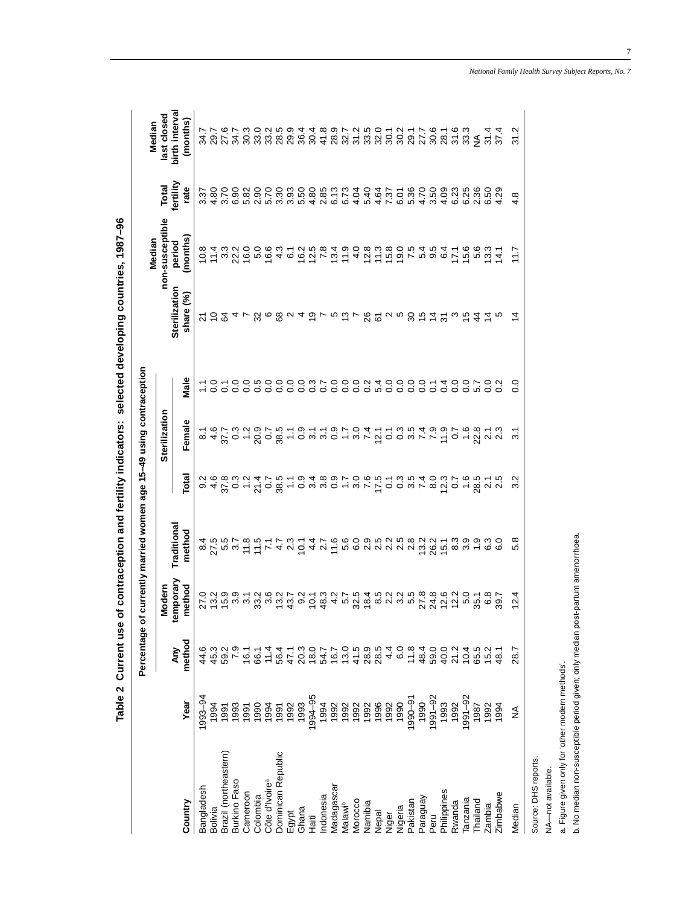## Table 2 Current use of contraception and fertility indicators: selected developing countries, 1987–96

| Country | Year | Percentage of currently married women age 15–49 using contraception: Any method | Modern temporary method | Traditional method | Sterilization: Total | Sterilization: Female | Sterilization: Male | Sterilization share (%) | Median non-susceptible period (months) | Total fertility rate | Median last closed birth interval (months) |
|---|---|---|---|---|---|---|---|---|---|---|---|
| Bangladesh | 1993–94 | 44.6 | 27.0 | 8.4 | 9.2 | 8.1 | 1.1 | 21 | 10.8 | 3.37 | 34.7 |
| Bolivia | 1994 | 45.3 | 13.2 | 27.5 | 4.6 | 4.6 | 0.0 | 10 | 11.4 | 4.80 | 29.7 |
| Brazil (northeastern) | 1991 | 59.2 | 15.9 | 5.5 | 37.8 | 37.7 | 0.1 | 64 | 3.3 | 3.70 | 27.6 |
| Burkino Faso | 1993 | 7.9 | 3.9 | 3.7 | 0.3 | 0.3 | 0.0 | 4 | 22.2 | 6.90 | 34.7 |
| Cameroon | 1991 | 16.1 | 3.1 | 11.8 | 1.2 | 1.2 | 0.0 | 7 | 16.0 | 5.82 | 30.3 |
| Colombia | 1990 | 66.1 | 33.2 | 11.5 | 21.4 | 20.9 | 0.5 | 32 | 5.0 | 2.90 | 33.0 |
| Côte d'Ivoire[a] | 1994 | 11.4 | 3.6 | 7.1 | 0.7 | 0.7 | 0.0 | 6 | 16.6 | 5.70 | 33.2 |
| Dominican Republic | 1991 | 56.4 | 13.2 | 4.7 | 38.5 | 38.5 | 0.0 | 68 | 4.3 | 3.30 | 28.5 |
| Egypt | 1992 | 47.1 | 43.7 | 2.3 | 1.1 | 1.1 | 0.0 | 2 | 6.1 | 3.93 | 29.9 |
| Ghana | 1993 | 20.3 | 9.2 | 10.1 | 0.9 | 0.9 | 0.0 | 4 | 16.2 | 5.50 | 36.4 |
| Haiti | 1994–95 | 18.0 | 10.1 | 4.4 | 3.4 | 3.1 | 0.3 | 19 | 12.5 | 4.80 | 30.4 |
| Indonesia | 1994 | 54.7 | 48.3 | 2.7 | 3.8 | 3.1 | 0.7 | 7 | 7.8 | 2.85 | 41.8 |
| Madagascar | 1992 | 16.7 | 4.2 | 11.6 | 0.9 | 0.9 | 0.0 | 5 | 13.4 | 6.13 | 28.9 |
| Malawi[b] | 1992 | 13.0 | 5.7 | 5.6 | 1.7 | 1.7 | 0.0 | 13 | 11.9 | 6.73 | 32.7 |
| Morocco | 1992 | 41.5 | 32.5 | 6.0 | 3.0 | 3.0 | 0.0 | 7 | 4.0 | 4.04 | 31.2 |
| Namibia | 1992 | 28.9 | 18.4 | 2.9 | 7.6 | 7.4 | 0.2 | 26 | 12.8 | 5.40 | 33.5 |
| Nepal | 1996 | 28.5 | 8.5 | 2.5 | 17.5 | 12.1 | 5.4 | 61 | 11.3 | 4.64 | 32.0 |
| Niger | 1992 | 4.4 | 2.2 | 2.2 | 0.1 | 0.1 | 0.0 | 2 | 15.8 | 7.37 | 30.1 |
| Nigeria | 1990 | 6.0 | 3.2 | 2.5 | 0.3 | 0.3 | 0.0 | 5 | 19.0 | 6.01 | 30.2 |
| Pakistan | 1990–91 | 11.8 | 5.5 | 2.8 | 3.5 | 3.5 | 0.0 | 30 | 7.5 | 5.36 | 29.1 |
| Paraguay | 1990 | 48.4 | 27.8 | 13.2 | 7.4 | 7.4 | 0.0 | 15 | 5.4 | 4.70 | 27.7 |
| Peru | 1991–92 | 59.0 | 24.8 | 26.2 | 8.0 | 7.9 | 0.1 | 14 | 9.5 | 3.50 | 30.6 |
| Philippines | 1993 | 40.0 | 12.6 | 15.1 | 12.3 | 11.9 | 0.4 | 31 | 6.4 | 4.09 | 28.1 |
| Rwanda | 1992 | 21.2 | 12.2 | 8.3 | 0.7 | 0.7 | 0.0 | 3 | 17.1 | 6.23 | 31.6 |
| Tanzania | 1991–92 | 10.4 | 5.0 | 3.9 | 1.6 | 1.6 | 0.0 | 15 | 15.6 | 6.25 | 33.3 |
| Thailand | 1987 | 65.5 | 35.1 | 1.9 | 28.5 | 22.8 | 5.7 | 44 | 5.6 | 2.36 | NA |
| Zambia | 1992 | 15.2 | 6.8 | 6.3 | 2.1 | 2.1 | 0.0 | 14 | 13.3 | 6.50 | 31.4 |
| Zimbabwe | 1994 | 48.1 | 39.7 | 6.0 | 2.5 | 2.3 | 0.2 | 5 | 14.1 | 4.29 | 37.4 |
| Median | NA | 28.7 | 12.4 | 5.8 | 3.2 | 3.1 | 0.0 | 14 | 11.7 | 4.8 | 31.2 |

Source: DHS reports.

NA—not available.

a. Figure given only for 'other modern methods'.

b. No median non-susceptible period given; only median post-partum amenorrhoea.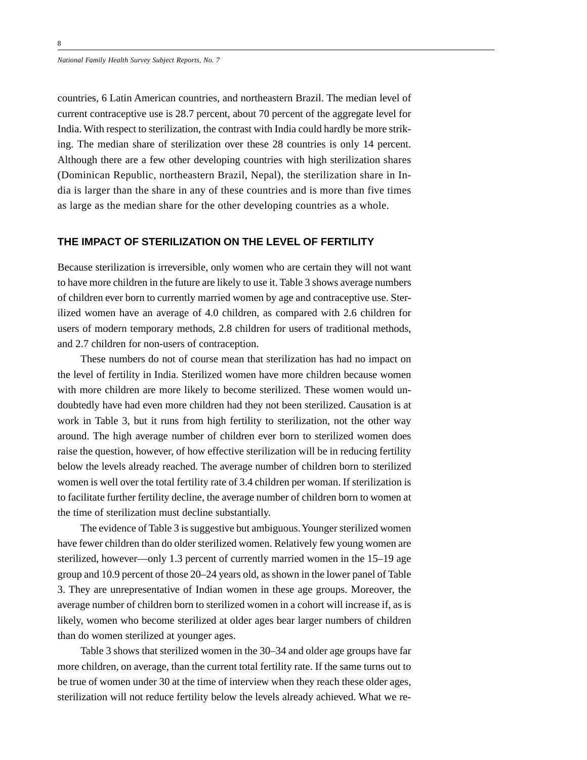countries, 6 Latin American countries, and northeastern Brazil. The median level of current contraceptive use is 28.7 percent, about 70 percent of the aggregate level for India. With respect to sterilization, the contrast with India could hardly be more striking. The median share of sterilization over these 28 countries is only 14 percent. Although there are a few other developing countries with high sterilization shares (Dominican Republic, northeastern Brazil, Nepal), the sterilization share in India is larger than the share in any of these countries and is more than five times as large as the median share for the other developing countries as a whole.

## THE IMPACT OF STERILIZATION ON THE LEVEL OF FERTILITY

Because sterilization is irreversible, only women who are certain they will not want to have more children in the future are likely to use it. Table 3 shows average numbers of children ever born to currently married women by age and contraceptive use. Sterilized women have an average of 4.0 children, as compared with 2.6 children for users of modern temporary methods, 2.8 children for users of traditional methods, and 2.7 children for non-users of contraception.

These numbers do not of course mean that sterilization has had no impact on the level of fertility in India. Sterilized women have more children because women with more children are more likely to become sterilized. These women would undoubtedly have had even more children had they not been sterilized. Causation is at work in Table 3, but it runs from high fertility to sterilization, not the other way around. The high average number of children ever born to sterilized women does raise the question, however, of how effective sterilization will be in reducing fertility below the levels already reached. The average number of children born to sterilized women is well over the total fertility rate of 3.4 children per woman. If sterilization is to facilitate further fertility decline, the average number of children born to women at the time of sterilization must decline substantially.

The evidence of Table 3 is suggestive but ambiguous. Younger sterilized women have fewer children than do older sterilized women. Relatively few young women are sterilized, however—only 1.3 percent of currently married women in the 15–19 age group and 10.9 percent of those 20–24 years old, as shown in the lower panel of Table 3. They are unrepresentative of Indian women in these age groups. Moreover, the average number of children born to sterilized women in a cohort will increase if, as is likely, women who become sterilized at older ages bear larger numbers of children than do women sterilized at younger ages.

Table 3 shows that sterilized women in the 30–34 and older age groups have far more children, on average, than the current total fertility rate. If the same turns out to be true of women under 30 at the time of interview when they reach these older ages, sterilization will not reduce fertility below the levels already achieved. What we re-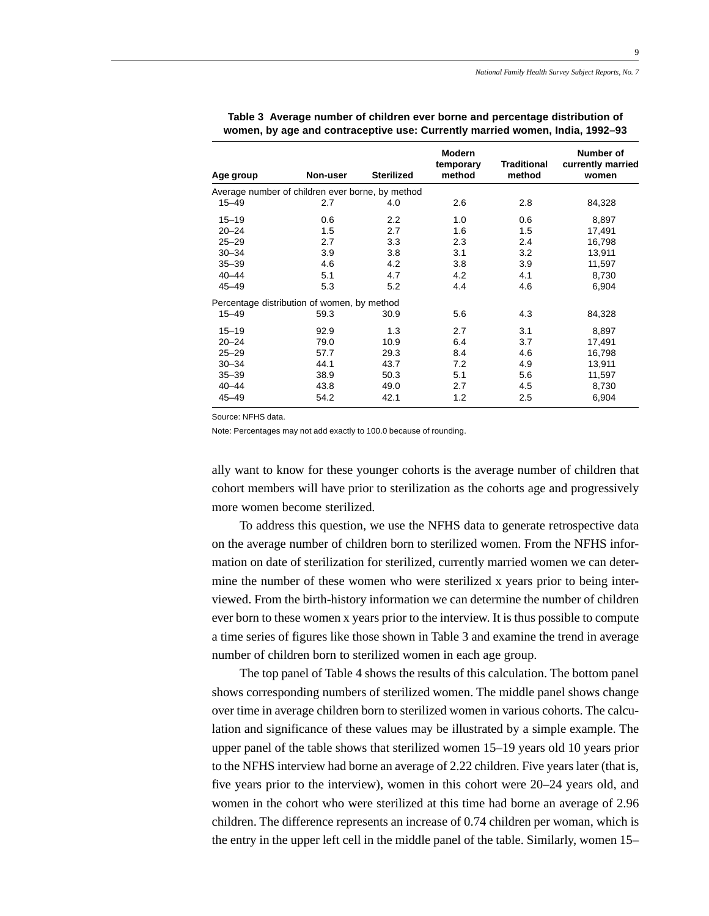**Table 3 Average number of children ever borne and percentage distribution of women, by age and contraceptive use: Currently married women, India, 1992–93**

| Age group | Non-user | Sterilized | Modern temporary method | Traditional method | Number of currently married women |
|---|---|---|---|---|---|
| Average number of children ever borne, by method | | | | | |
| 15–49 | 2.7 | 4.0 | 2.6 | 2.8 | 84,328 |
| 15–19 | 0.6 | 2.2 | 1.0 | 0.6 | 8,897 |
| 20–24 | 1.5 | 2.7 | 1.6 | 1.5 | 17,491 |
| 25–29 | 2.7 | 3.3 | 2.3 | 2.4 | 16,798 |
| 30–34 | 3.9 | 3.8 | 3.1 | 3.2 | 13,911 |
| 35–39 | 4.6 | 4.2 | 3.8 | 3.9 | 11,597 |
| 40–44 | 5.1 | 4.7 | 4.2 | 4.1 | 8,730 |
| 45–49 | 5.3 | 5.2 | 4.4 | 4.6 | 6,904 |
| Percentage distribution of women, by method | | | | | |
| 15–49 | 59.3 | 30.9 | 5.6 | 4.3 | 84,328 |
| 15–19 | 92.9 | 1.3 | 2.7 | 3.1 | 8,897 |
| 20–24 | 79.0 | 10.9 | 6.4 | 3.7 | 17,491 |
| 25–29 | 57.7 | 29.3 | 8.4 | 4.6 | 16,798 |
| 30–34 | 44.1 | 43.7 | 7.2 | 4.9 | 13,911 |
| 35–39 | 38.9 | 50.3 | 5.1 | 5.6 | 11,597 |
| 40–44 | 43.8 | 49.0 | 2.7 | 4.5 | 8,730 |
| 45–49 | 54.2 | 42.1 | 1.2 | 2.5 | 6,904 |

Source: NFHS data.

Note: Percentages may not add exactly to 100.0 because of rounding.

ally want to know for these younger cohorts is the average number of children that cohort members will have prior to sterilization as the cohorts age and progressively more women become sterilized.

To address this question, we use the NFHS data to generate retrospective data on the average number of children born to sterilized women. From the NFHS information on date of sterilization for sterilized, currently married women we can determine the number of these women who were sterilized x years prior to being interviewed. From the birth-history information we can determine the number of children ever born to these women x years prior to the interview. It is thus possible to compute a time series of figures like those shown in Table 3 and examine the trend in average number of children born to sterilized women in each age group.

The top panel of Table 4 shows the results of this calculation. The bottom panel shows corresponding numbers of sterilized women. The middle panel shows change over time in average children born to sterilized women in various cohorts. The calculation and significance of these values may be illustrated by a simple example. The upper panel of the table shows that sterilized women 15–19 years old 10 years prior to the NFHS interview had borne an average of 2.22 children. Five years later (that is, five years prior to the interview), women in this cohort were 20–24 years old, and women in the cohort who were sterilized at this time had borne an average of 2.96 children. The difference represents an increase of 0.74 children per woman, which is the entry in the upper left cell in the middle panel of the table. Similarly, women 15–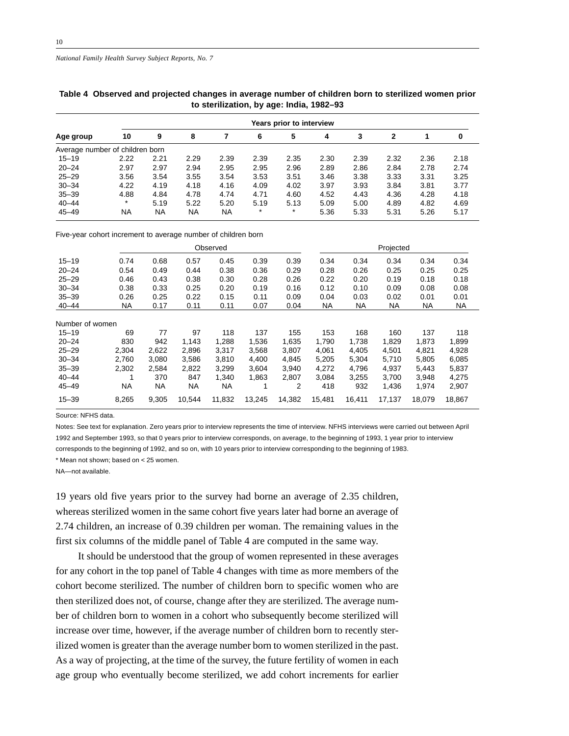**Table 4 Observed and projected changes in average number of children born to sterilized women prior to sterilization, by age: India, 1982–93**

| Age group | Years prior to interview | | | | | | | | | | |
|---|---|---|---|---|---|---|---|---|---|---|---|
| | 10 | 9 | 8 | 7 | 6 | 5 | 4 | 3 | 2 | 1 | 0 |
| Average number of children born | | | | | | | | | | | |
| 15–19 | 2.22 | 2.21 | 2.29 | 2.39 | 2.39 | 2.35 | 2.30 | 2.39 | 2.32 | 2.36 | 2.18 |
| 20–24 | 2.97 | 2.97 | 2.94 | 2.95 | 2.95 | 2.96 | 2.89 | 2.86 | 2.84 | 2.78 | 2.74 |
| 25–29 | 3.56 | 3.54 | 3.55 | 3.54 | 3.53 | 3.51 | 3.46 | 3.38 | 3.33 | 3.31 | 3.25 |
| 30–34 | 4.22 | 4.19 | 4.18 | 4.16 | 4.09 | 4.02 | 3.97 | 3.93 | 3.84 | 3.81 | 3.77 |
| 35–39 | 4.88 | 4.84 | 4.78 | 4.74 | 4.71 | 4.60 | 4.52 | 4.43 | 4.36 | 4.28 | 4.18 |
| 40–44 | * | 5.19 | 5.22 | 5.20 | 5.19 | 5.13 | 5.09 | 5.00 | 4.89 | 4.82 | 4.69 |
| 45–49 | NA | NA | NA | NA | * | * | 5.36 | 5.33 | 5.31 | 5.26 | 5.17 |
| Five-year cohort increment to average number of children born | | | | | | | | | | | |
| | Observed | | | | | | Projected | | | | |
| 15–19 | 0.74 | 0.68 | 0.57 | 0.45 | 0.39 | 0.39 | 0.34 | 0.34 | 0.34 | 0.34 | 0.34 |
| 20–24 | 0.54 | 0.49 | 0.44 | 0.38 | 0.36 | 0.29 | 0.28 | 0.26 | 0.25 | 0.25 | 0.25 |
| 25–29 | 0.46 | 0.43 | 0.38 | 0.30 | 0.28 | 0.26 | 0.22 | 0.20 | 0.19 | 0.18 | 0.18 |
| 30–34 | 0.38 | 0.33 | 0.25 | 0.20 | 0.19 | 0.16 | 0.12 | 0.10 | 0.09 | 0.08 | 0.08 |
| 35–39 | 0.26 | 0.25 | 0.22 | 0.15 | 0.11 | 0.09 | 0.04 | 0.03 | 0.02 | 0.01 | 0.01 |
| 40–44 | NA | 0.17 | 0.11 | 0.11 | 0.07 | 0.04 | NA | NA | NA | NA | NA |
| Number of women | | | | | | | | | | | |
| 15–19 | 69 | 77 | 97 | 118 | 137 | 155 | 153 | 168 | 160 | 137 | 118 |
| 20–24 | 830 | 942 | 1,143 | 1,288 | 1,536 | 1,635 | 1,790 | 1,738 | 1,829 | 1,873 | 1,899 |
| 25–29 | 2,304 | 2,622 | 2,896 | 3,317 | 3,568 | 3,807 | 4,061 | 4,405 | 4,501 | 4,821 | 4,928 |
| 30–34 | 2,760 | 3,080 | 3,586 | 3,810 | 4,400 | 4,845 | 5,205 | 5,304 | 5,710 | 5,805 | 6,085 |
| 35–39 | 2,302 | 2,584 | 2,822 | 3,299 | 3,604 | 3,940 | 4,272 | 4,796 | 4,937 | 5,443 | 5,837 |
| 40–44 | 1 | 370 | 847 | 1,340 | 1,863 | 2,807 | 3,084 | 3,255 | 3,700 | 3,948 | 4,275 |
| 45–49 | NA | NA | NA | NA | 1 | 2 | 418 | 932 | 1,436 | 1,974 | 2,907 |
| 15–39 | 8,265 | 9,305 | 10,544 | 11,832 | 13,245 | 14,382 | 15,481 | 16,411 | 17,137 | 18,079 | 18,867 |

Source: NFHS data.

Notes: See text for explanation. Zero years prior to interview represents the time of interview. NFHS interviews were carried out between April 1992 and September 1993, so that 0 years prior to interview corresponds, on average, to the beginning of 1993, 1 year prior to interview corresponds to the beginning of 1992, and so on, with 10 years prior to interview corresponding to the beginning of 1983.

* Mean not shown; based on < 25 women.

NA—not available.

19 years old five years prior to the survey had borne an average of 2.35 children, whereas sterilized women in the same cohort five years later had borne an average of 2.74 children, an increase of 0.39 children per woman. The remaining values in the first six columns of the middle panel of Table 4 are computed in the same way.

It should be understood that the group of women represented in these averages for any cohort in the top panel of Table 4 changes with time as more members of the cohort become sterilized. The number of children born to specific women who are then sterilized does not, of course, change after they are sterilized. The average number of children born to women in a cohort who subsequently become sterilized will increase over time, however, if the average number of children born to recently sterilized women is greater than the average number born to women sterilized in the past. As a way of projecting, at the time of the survey, the future fertility of women in each age group who eventually become sterilized, we add cohort increments for earlier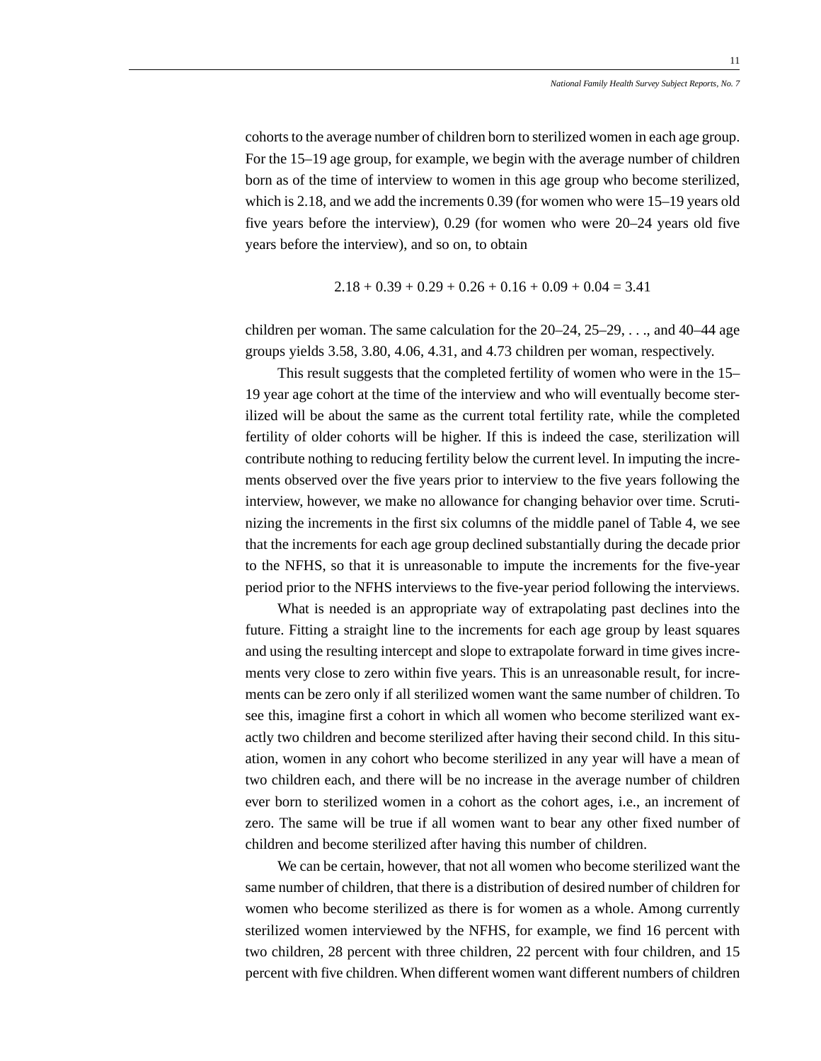cohorts to the average number of children born to sterilized women in each age group. For the 15–19 age group, for example, we begin with the average number of children born as of the time of interview to women in this age group who become sterilized, which is 2.18, and we add the increments 0.39 (for women who were 15–19 years old five years before the interview), 0.29 (for women who were 20–24 years old five years before the interview), and so on, to obtain

$$2.18 + 0.39 + 0.29 + 0.26 + 0.16 + 0.09 + 0.04 = 3.41$$

children per woman. The same calculation for the 20–24, 25–29, . . ., and 40–44 age groups yields 3.58, 3.80, 4.06, 4.31, and 4.73 children per woman, respectively.

This result suggests that the completed fertility of women who were in the 15–19 year age cohort at the time of the interview and who will eventually become sterilized will be about the same as the current total fertility rate, while the completed fertility of older cohorts will be higher. If this is indeed the case, sterilization will contribute nothing to reducing fertility below the current level. In imputing the increments observed over the five years prior to interview to the five years following the interview, however, we make no allowance for changing behavior over time. Scrutinizing the increments in the first six columns of the middle panel of Table 4, we see that the increments for each age group declined substantially during the decade prior to the NFHS, so that it is unreasonable to impute the increments for the five-year period prior to the NFHS interviews to the five-year period following the interviews.

What is needed is an appropriate way of extrapolating past declines into the future. Fitting a straight line to the increments for each age group by least squares and using the resulting intercept and slope to extrapolate forward in time gives increments very close to zero within five years. This is an unreasonable result, for increments can be zero only if all sterilized women want the same number of children. To see this, imagine first a cohort in which all women who become sterilized want exactly two children and become sterilized after having their second child. In this situation, women in any cohort who become sterilized in any year will have a mean of two children each, and there will be no increase in the average number of children ever born to sterilized women in a cohort as the cohort ages, i.e., an increment of zero. The same will be true if all women want to bear any other fixed number of children and become sterilized after having this number of children.

We can be certain, however, that not all women who become sterilized want the same number of children, that there is a distribution of desired number of children for women who become sterilized as there is for women as a whole. Among currently sterilized women interviewed by the NFHS, for example, we find 16 percent with two children, 28 percent with three children, 22 percent with four children, and 15 percent with five children. When different women want different numbers of children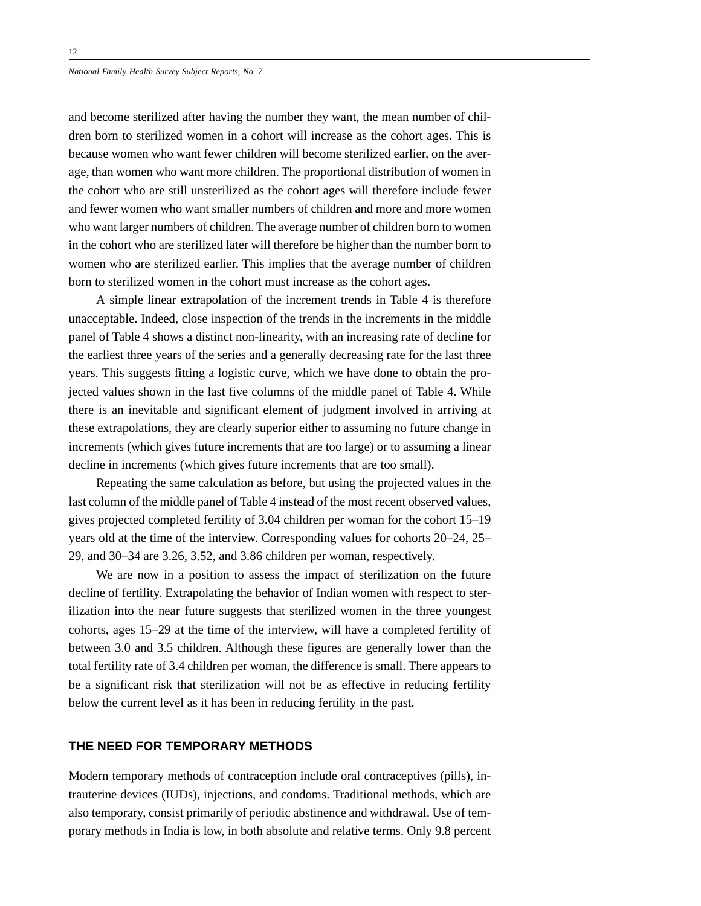and become sterilized after having the number they want, the mean number of children born to sterilized women in a cohort will increase as the cohort ages. This is because women who want fewer children will become sterilized earlier, on the average, than women who want more children. The proportional distribution of women in the cohort who are still unsterilized as the cohort ages will therefore include fewer and fewer women who want smaller numbers of children and more and more women who want larger numbers of children. The average number of children born to women in the cohort who are sterilized later will therefore be higher than the number born to women who are sterilized earlier. This implies that the average number of children born to sterilized women in the cohort must increase as the cohort ages.

A simple linear extrapolation of the increment trends in Table 4 is therefore unacceptable. Indeed, close inspection of the trends in the increments in the middle panel of Table 4 shows a distinct non-linearity, with an increasing rate of decline for the earliest three years of the series and a generally decreasing rate for the last three years. This suggests fitting a logistic curve, which we have done to obtain the projected values shown in the last five columns of the middle panel of Table 4. While there is an inevitable and significant element of judgment involved in arriving at these extrapolations, they are clearly superior either to assuming no future change in increments (which gives future increments that are too large) or to assuming a linear decline in increments (which gives future increments that are too small).

Repeating the same calculation as before, but using the projected values in the last column of the middle panel of Table 4 instead of the most recent observed values, gives projected completed fertility of 3.04 children per woman for the cohort 15–19 years old at the time of the interview. Corresponding values for cohorts 20–24, 25–29, and 30–34 are 3.26, 3.52, and 3.86 children per woman, respectively.

We are now in a position to assess the impact of sterilization on the future decline of fertility. Extrapolating the behavior of Indian women with respect to sterilization into the near future suggests that sterilized women in the three youngest cohorts, ages 15–29 at the time of the interview, will have a completed fertility of between 3.0 and 3.5 children. Although these figures are generally lower than the total fertility rate of 3.4 children per woman, the difference is small. There appears to be a significant risk that sterilization will not be as effective in reducing fertility below the current level as it has been in reducing fertility in the past.

## THE NEED FOR TEMPORARY METHODS

Modern temporary methods of contraception include oral contraceptives (pills), intrauterine devices (IUDs), injections, and condoms. Traditional methods, which are also temporary, consist primarily of periodic abstinence and withdrawal. Use of temporary methods in India is low, in both absolute and relative terms. Only 9.8 percent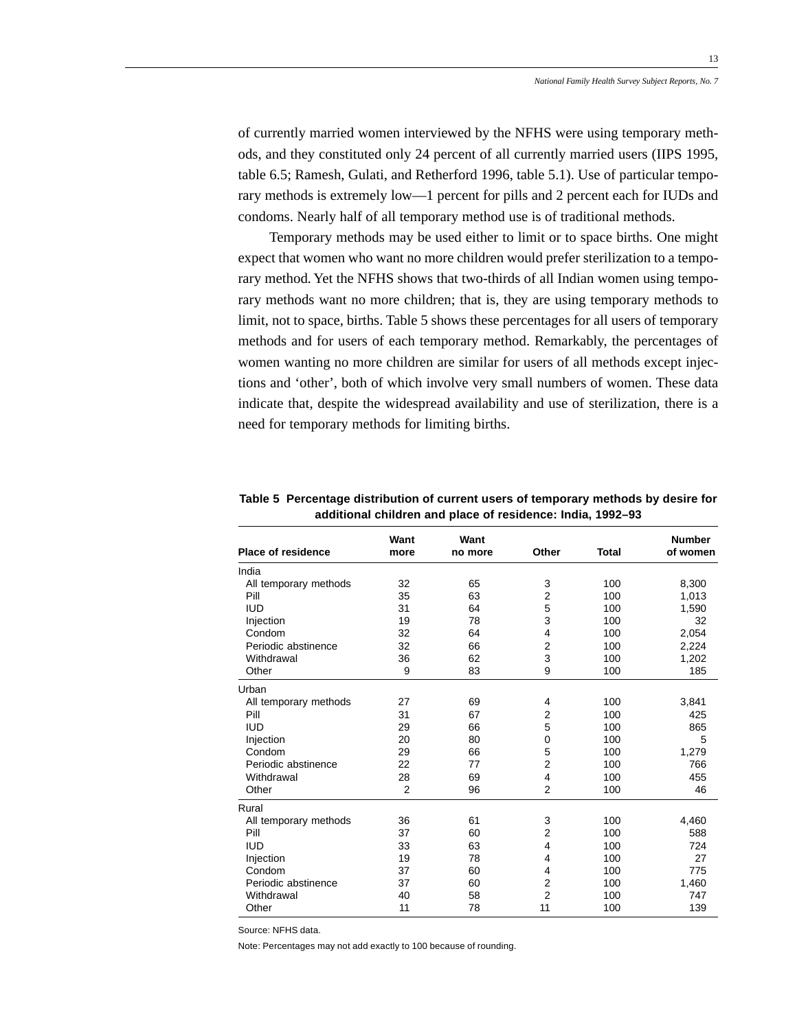of currently married women interviewed by the NFHS were using temporary methods, and they constituted only 24 percent of all currently married users (IIPS 1995, table 6.5; Ramesh, Gulati, and Retherford 1996, table 5.1). Use of particular temporary methods is extremely low—1 percent for pills and 2 percent each for IUDs and condoms. Nearly half of all temporary method use is of traditional methods.

Temporary methods may be used either to limit or to space births. One might expect that women who want no more children would prefer sterilization to a temporary method. Yet the NFHS shows that two-thirds of all Indian women using temporary methods want no more children; that is, they are using temporary methods to limit, not to space, births. Table 5 shows these percentages for all users of temporary methods and for users of each temporary method. Remarkably, the percentages of women wanting no more children are similar for users of all methods except injections and 'other', both of which involve very small numbers of women. These data indicate that, despite the widespread availability and use of sterilization, there is a need for temporary methods for limiting births.

**Table 5 Percentage distribution of current users of temporary methods by desire for additional children and place of residence: India, 1992–93**

| Place of residence | Want more | Want no more | Other | Total | Number of women |
|---|---|---|---|---|---|
| India | | | | | |
| All temporary methods | 32 | 65 | 3 | 100 | 8,300 |
| Pill | 35 | 63 | 2 | 100 | 1,013 |
| IUD | 31 | 64 | 5 | 100 | 1,590 |
| Injection | 19 | 78 | 3 | 100 | 32 |
| Condom | 32 | 64 | 4 | 100 | 2,054 |
| Periodic abstinence | 32 | 66 | 2 | 100 | 2,224 |
| Withdrawal | 36 | 62 | 3 | 100 | 1,202 |
| Other | 9 | 83 | 9 | 100 | 185 |
| Urban | | | | | |
| All temporary methods | 27 | 69 | 4 | 100 | 3,841 |
| Pill | 31 | 67 | 2 | 100 | 425 |
| IUD | 29 | 66 | 5 | 100 | 865 |
| Injection | 20 | 80 | 0 | 100 | 5 |
| Condom | 29 | 66 | 5 | 100 | 1,279 |
| Periodic abstinence | 22 | 77 | 2 | 100 | 766 |
| Withdrawal | 28 | 69 | 4 | 100 | 455 |
| Other | 2 | 96 | 2 | 100 | 46 |
| Rural | | | | | |
| All temporary methods | 36 | 61 | 3 | 100 | 4,460 |
| Pill | 37 | 60 | 2 | 100 | 588 |
| IUD | 33 | 63 | 4 | 100 | 724 |
| Injection | 19 | 78 | 4 | 100 | 27 |
| Condom | 37 | 60 | 4 | 100 | 775 |
| Periodic abstinence | 37 | 60 | 2 | 100 | 1,460 |
| Withdrawal | 40 | 58 | 2 | 100 | 747 |
| Other | 11 | 78 | 11 | 100 | 139 |

Source: NFHS data.

Note: Percentages may not add exactly to 100 because of rounding.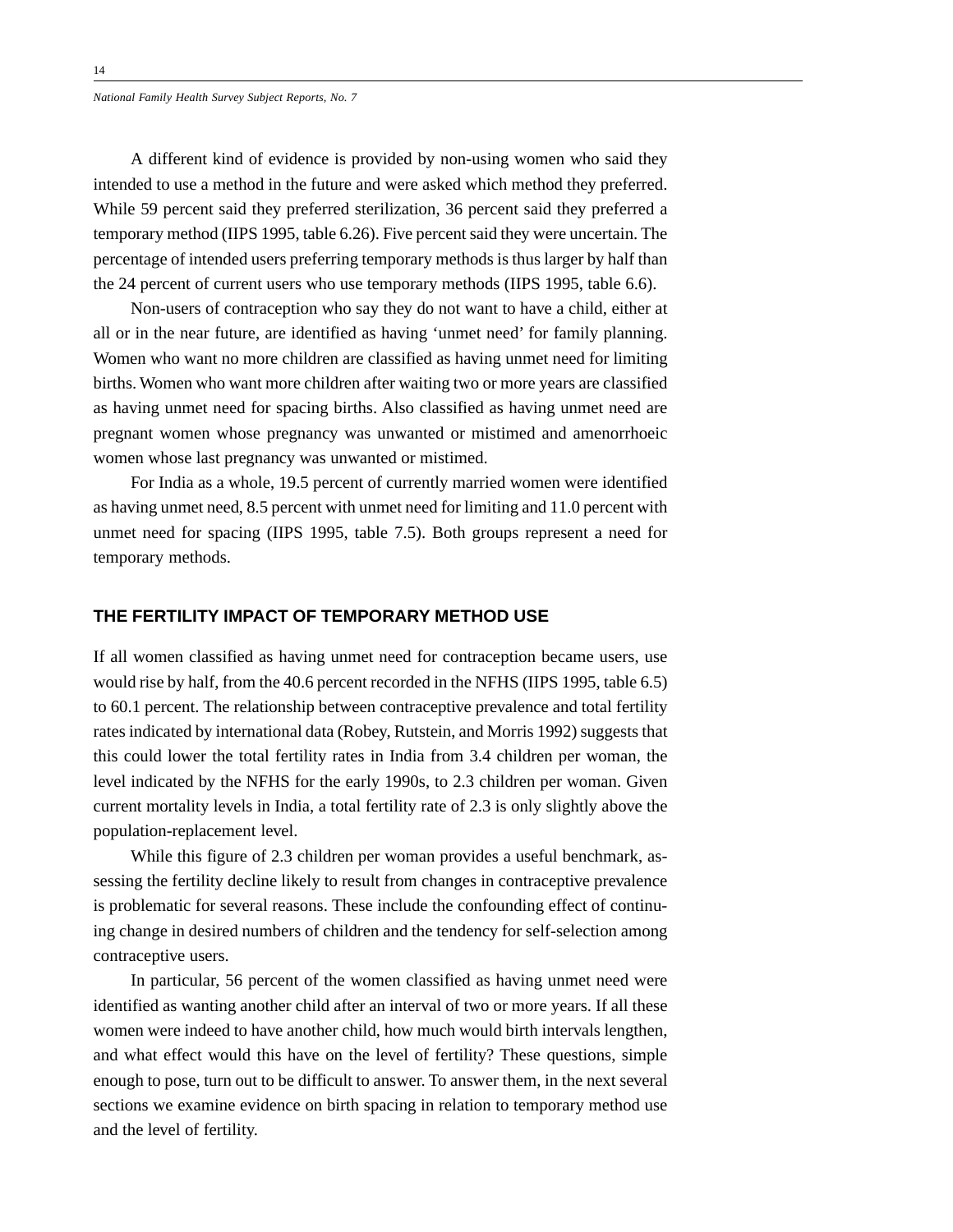A different kind of evidence is provided by non-using women who said they intended to use a method in the future and were asked which method they preferred. While 59 percent said they preferred sterilization, 36 percent said they preferred a temporary method (IIPS 1995, table 6.26). Five percent said they were uncertain. The percentage of intended users preferring temporary methods is thus larger by half than the 24 percent of current users who use temporary methods (IIPS 1995, table 6.6).

Non-users of contraception who say they do not want to have a child, either at all or in the near future, are identified as having 'unmet need' for family planning. Women who want no more children are classified as having unmet need for limiting births. Women who want more children after waiting two or more years are classified as having unmet need for spacing births. Also classified as having unmet need are pregnant women whose pregnancy was unwanted or mistimed and amenorrhoeic women whose last pregnancy was unwanted or mistimed.

For India as a whole, 19.5 percent of currently married women were identified as having unmet need, 8.5 percent with unmet need for limiting and 11.0 percent with unmet need for spacing (IIPS 1995, table 7.5). Both groups represent a need for temporary methods.

## THE FERTILITY IMPACT OF TEMPORARY METHOD USE

If all women classified as having unmet need for contraception became users, use would rise by half, from the 40.6 percent recorded in the NFHS (IIPS 1995, table 6.5) to 60.1 percent. The relationship between contraceptive prevalence and total fertility rates indicated by international data (Robey, Rutstein, and Morris 1992) suggests that this could lower the total fertility rates in India from 3.4 children per woman, the level indicated by the NFHS for the early 1990s, to 2.3 children per woman. Given current mortality levels in India, a total fertility rate of 2.3 is only slightly above the population-replacement level.

While this figure of 2.3 children per woman provides a useful benchmark, assessing the fertility decline likely to result from changes in contraceptive prevalence is problematic for several reasons. These include the confounding effect of continuing change in desired numbers of children and the tendency for self-selection among contraceptive users.

In particular, 56 percent of the women classified as having unmet need were identified as wanting another child after an interval of two or more years. If all these women were indeed to have another child, how much would birth intervals lengthen, and what effect would this have on the level of fertility? These questions, simple enough to pose, turn out to be difficult to answer. To answer them, in the next several sections we examine evidence on birth spacing in relation to temporary method use and the level of fertility.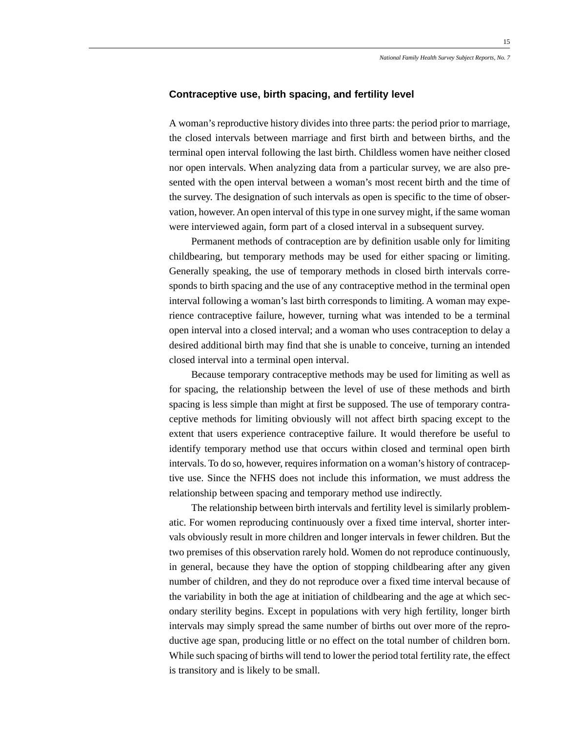## Contraceptive use, birth spacing, and fertility level

A woman's reproductive history divides into three parts: the period prior to marriage, the closed intervals between marriage and first birth and between births, and the terminal open interval following the last birth. Childless women have neither closed nor open intervals. When analyzing data from a particular survey, we are also presented with the open interval between a woman's most recent birth and the time of the survey. The designation of such intervals as open is specific to the time of observation, however. An open interval of this type in one survey might, if the same woman were interviewed again, form part of a closed interval in a subsequent survey.

Permanent methods of contraception are by definition usable only for limiting childbearing, but temporary methods may be used for either spacing or limiting. Generally speaking, the use of temporary methods in closed birth intervals corresponds to birth spacing and the use of any contraceptive method in the terminal open interval following a woman's last birth corresponds to limiting. A woman may experience contraceptive failure, however, turning what was intended to be a terminal open interval into a closed interval; and a woman who uses contraception to delay a desired additional birth may find that she is unable to conceive, turning an intended closed interval into a terminal open interval.

Because temporary contraceptive methods may be used for limiting as well as for spacing, the relationship between the level of use of these methods and birth spacing is less simple than might at first be supposed. The use of temporary contraceptive methods for limiting obviously will not affect birth spacing except to the extent that users experience contraceptive failure. It would therefore be useful to identify temporary method use that occurs within closed and terminal open birth intervals. To do so, however, requires information on a woman's history of contraceptive use. Since the NFHS does not include this information, we must address the relationship between spacing and temporary method use indirectly.

The relationship between birth intervals and fertility level is similarly problematic. For women reproducing continuously over a fixed time interval, shorter intervals obviously result in more children and longer intervals in fewer children. But the two premises of this observation rarely hold. Women do not reproduce continuously, in general, because they have the option of stopping childbearing after any given number of children, and they do not reproduce over a fixed time interval because of the variability in both the age at initiation of childbearing and the age at which secondary sterility begins. Except in populations with very high fertility, longer birth intervals may simply spread the same number of births out over more of the reproductive age span, producing little or no effect on the total number of children born. While such spacing of births will tend to lower the period total fertility rate, the effect is transitory and is likely to be small.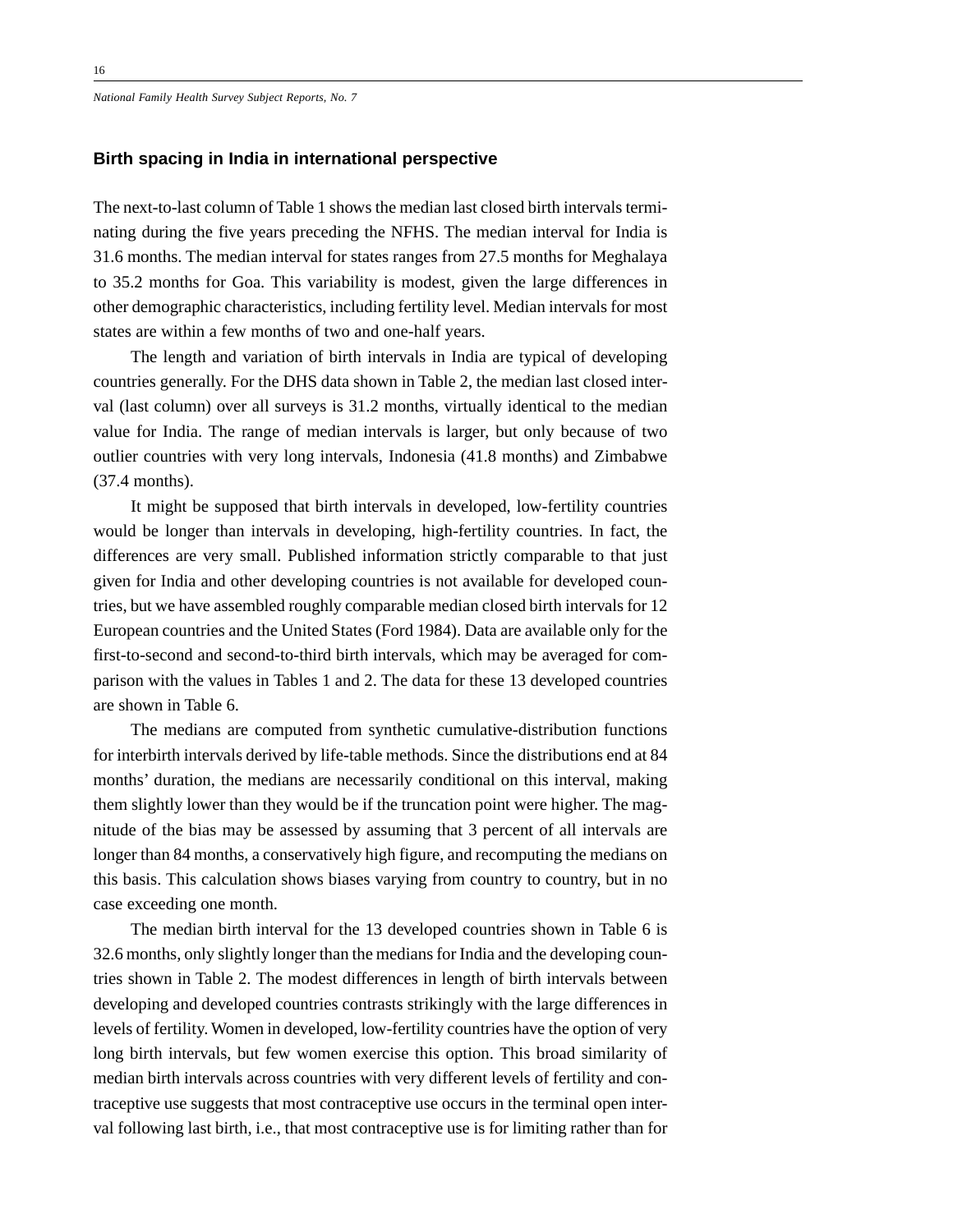## Birth spacing in India in international perspective

The next-to-last column of Table 1 shows the median last closed birth intervals terminating during the five years preceding the NFHS. The median interval for India is 31.6 months. The median interval for states ranges from 27.5 months for Meghalaya to 35.2 months for Goa. This variability is modest, given the large differences in other demographic characteristics, including fertility level. Median intervals for most states are within a few months of two and one-half years.

The length and variation of birth intervals in India are typical of developing countries generally. For the DHS data shown in Table 2, the median last closed interval (last column) over all surveys is 31.2 months, virtually identical to the median value for India. The range of median intervals is larger, but only because of two outlier countries with very long intervals, Indonesia (41.8 months) and Zimbabwe (37.4 months).

It might be supposed that birth intervals in developed, low-fertility countries would be longer than intervals in developing, high-fertility countries. In fact, the differences are very small. Published information strictly comparable to that just given for India and other developing countries is not available for developed countries, but we have assembled roughly comparable median closed birth intervals for 12 European countries and the United States (Ford 1984). Data are available only for the first-to-second and second-to-third birth intervals, which may be averaged for comparison with the values in Tables 1 and 2. The data for these 13 developed countries are shown in Table 6.

The medians are computed from synthetic cumulative-distribution functions for interbirth intervals derived by life-table methods. Since the distributions end at 84 months' duration, the medians are necessarily conditional on this interval, making them slightly lower than they would be if the truncation point were higher. The magnitude of the bias may be assessed by assuming that 3 percent of all intervals are longer than 84 months, a conservatively high figure, and recomputing the medians on this basis. This calculation shows biases varying from country to country, but in no case exceeding one month.

The median birth interval for the 13 developed countries shown in Table 6 is 32.6 months, only slightly longer than the medians for India and the developing countries shown in Table 2. The modest differences in length of birth intervals between developing and developed countries contrasts strikingly with the large differences in levels of fertility. Women in developed, low-fertility countries have the option of very long birth intervals, but few women exercise this option. This broad similarity of median birth intervals across countries with very different levels of fertility and contraceptive use suggests that most contraceptive use occurs in the terminal open interval following last birth, i.e., that most contraceptive use is for limiting rather than for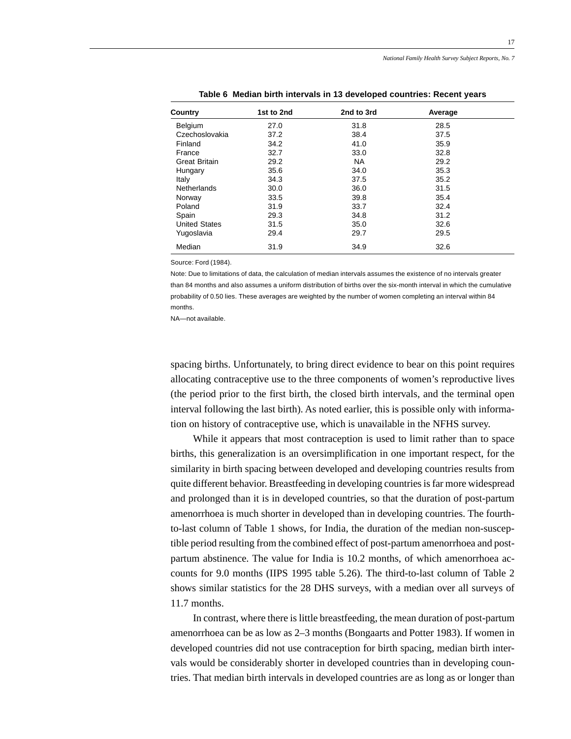**Table 6 Median birth intervals in 13 developed countries: Recent years**

| Country | 1st to 2nd | 2nd to 3rd | Average |
|---|---|---|---|
| Belgium | 27.0 | 31.8 | 28.5 |
| Czechoslovakia | 37.2 | 38.4 | 37.5 |
| Finland | 34.2 | 41.0 | 35.9 |
| France | 32.7 | 33.0 | 32.8 |
| Great Britain | 29.2 | NA | 29.2 |
| Hungary | 35.6 | 34.0 | 35.3 |
| Italy | 34.3 | 37.5 | 35.2 |
| Netherlands | 30.0 | 36.0 | 31.5 |
| Norway | 33.5 | 39.8 | 35.4 |
| Poland | 31.9 | 33.7 | 32.4 |
| Spain | 29.3 | 34.8 | 31.2 |
| United States | 31.5 | 35.0 | 32.6 |
| Yugoslavia | 29.4 | 29.7 | 29.5 |
| Median | 31.9 | 34.9 | 32.6 |

Source: Ford (1984).

Note: Due to limitations of data, the calculation of median intervals assumes the existence of no intervals greater than 84 months and also assumes a uniform distribution of births over the six-month interval in which the cumulative probability of 0.50 lies. These averages are weighted by the number of women completing an interval within 84 months.

NA—not available.

spacing births. Unfortunately, to bring direct evidence to bear on this point requires allocating contraceptive use to the three components of women's reproductive lives (the period prior to the first birth, the closed birth intervals, and the terminal open interval following the last birth). As noted earlier, this is possible only with information on history of contraceptive use, which is unavailable in the NFHS survey.

While it appears that most contraception is used to limit rather than to space births, this generalization is an oversimplification in one important respect, for the similarity in birth spacing between developed and developing countries results from quite different behavior. Breastfeeding in developing countries is far more widespread and prolonged than it is in developed countries, so that the duration of post-partum amenorrhoea is much shorter in developed than in developing countries. The fourth-to-last column of Table 1 shows, for India, the duration of the median non-susceptible period resulting from the combined effect of post-partum amenorrhoea and post-partum abstinence. The value for India is 10.2 months, of which amenorrhoea accounts for 9.0 months (IIPS 1995 table 5.26). The third-to-last column of Table 2 shows similar statistics for the 28 DHS surveys, with a median over all surveys of 11.7 months.

In contrast, where there is little breastfeeding, the mean duration of post-partum amenorrhoea can be as low as 2–3 months (Bongaarts and Potter 1983). If women in developed countries did not use contraception for birth spacing, median birth intervals would be considerably shorter in developed countries than in developing countries. That median birth intervals in developed countries are as long as or longer than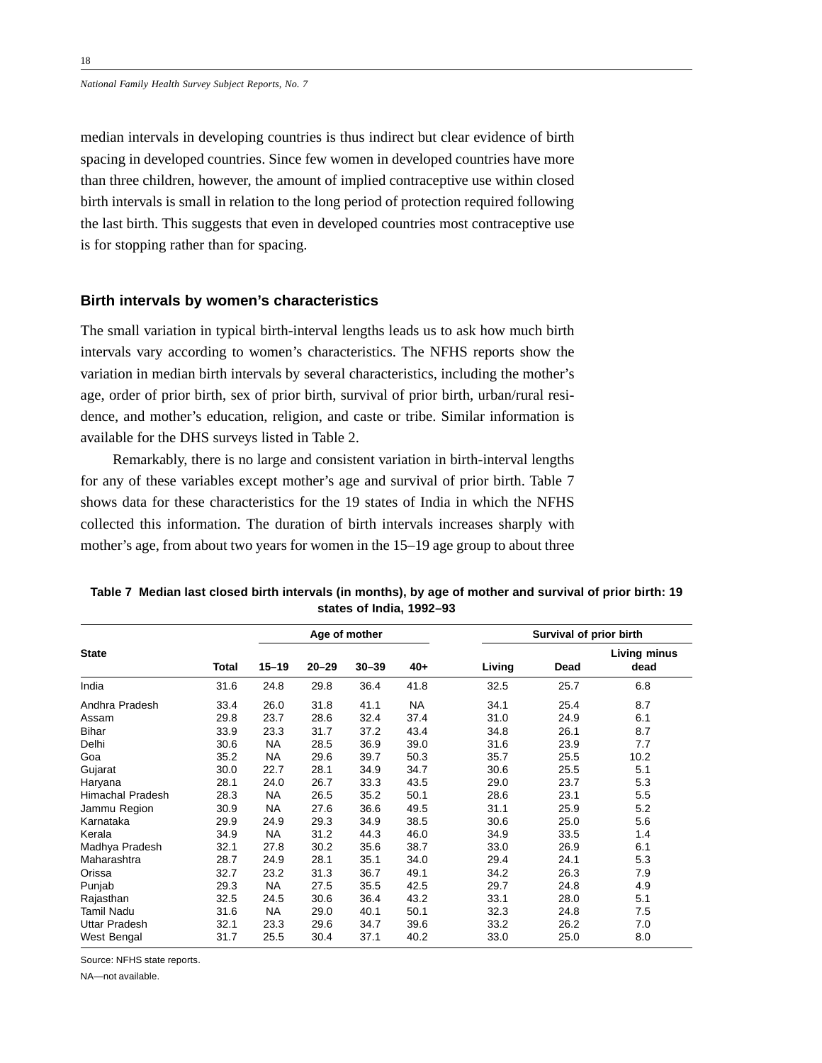median intervals in developing countries is thus indirect but clear evidence of birth spacing in developed countries. Since few women in developed countries have more than three children, however, the amount of implied contraceptive use within closed birth intervals is small in relation to the long period of protection required following the last birth. This suggests that even in developed countries most contraceptive use is for stopping rather than for spacing.

## Birth intervals by women's characteristics

The small variation in typical birth-interval lengths leads us to ask how much birth intervals vary according to women's characteristics. The NFHS reports show the variation in median birth intervals by several characteristics, including the mother's age, order of prior birth, sex of prior birth, survival of prior birth, urban/rural residence, and mother's education, religion, and caste or tribe. Similar information is available for the DHS surveys listed in Table 2.

Remarkably, there is no large and consistent variation in birth-interval lengths for any of these variables except mother's age and survival of prior birth. Table 7 shows data for these characteristics for the 19 states of India in which the NFHS collected this information. The duration of birth intervals increases sharply with mother's age, from about two years for women in the 15–19 age group to about three

**Table 7 Median last closed birth intervals (in months), by age of mother and survival of prior birth: 19 states of India, 1992–93**

| State | Total | Age of mother | | | | Survival of prior birth | | |
|---|---|---|---|---|---|---|---|---|
| | | 15–19 | 20–29 | 30–39 | 40+ | Living | Dead | Living minus dead |
| India | 31.6 | 24.8 | 29.8 | 36.4 | 41.8 | 32.5 | 25.7 | 6.8 |
| Andhra Pradesh | 33.4 | 26.0 | 31.8 | 41.1 | NA | 34.1 | 25.4 | 8.7 |
| Assam | 29.8 | 23.7 | 28.6 | 32.4 | 37.4 | 31.0 | 24.9 | 6.1 |
| Bihar | 33.9 | 23.3 | 31.7 | 37.2 | 43.4 | 34.8 | 26.1 | 8.7 |
| Delhi | 30.6 | NA | 28.5 | 36.9 | 39.0 | 31.6 | 23.9 | 7.7 |
| Goa | 35.2 | NA | 29.6 | 39.7 | 50.3 | 35.7 | 25.5 | 10.2 |
| Gujarat | 30.0 | 22.7 | 28.1 | 34.9 | 34.7 | 30.6 | 25.5 | 5.1 |
| Haryana | 28.1 | 24.0 | 26.7 | 33.3 | 43.5 | 29.0 | 23.7 | 5.3 |
| Himachal Pradesh | 28.3 | NA | 26.5 | 35.2 | 50.1 | 28.6 | 23.1 | 5.5 |
| Jammu Region | 30.9 | NA | 27.6 | 36.6 | 49.5 | 31.1 | 25.9 | 5.2 |
| Karnataka | 29.9 | 24.9 | 29.3 | 34.9 | 38.5 | 30.6 | 25.0 | 5.6 |
| Kerala | 34.9 | NA | 31.2 | 44.3 | 46.0 | 34.9 | 33.5 | 1.4 |
| Madhya Pradesh | 32.1 | 27.8 | 30.2 | 35.6 | 38.7 | 33.0 | 26.9 | 6.1 |
| Maharashtra | 28.7 | 24.9 | 28.1 | 35.1 | 34.0 | 29.4 | 24.1 | 5.3 |
| Orissa | 32.7 | 23.2 | 31.3 | 36.7 | 49.1 | 34.2 | 26.3 | 7.9 |
| Punjab | 29.3 | NA | 27.5 | 35.5 | 42.5 | 29.7 | 24.8 | 4.9 |
| Rajasthan | 32.5 | 24.5 | 30.6 | 36.4 | 43.2 | 33.1 | 28.0 | 5.1 |
| Tamil Nadu | 31.6 | NA | 29.0 | 40.1 | 50.1 | 32.3 | 24.8 | 7.5 |
| Uttar Pradesh | 32.1 | 23.3 | 29.6 | 34.7 | 39.6 | 33.2 | 26.2 | 7.0 |
| West Bengal | 31.7 | 25.5 | 30.4 | 37.1 | 40.2 | 33.0 | 25.0 | 8.0 |

Source: NFHS state reports.

NA—not available.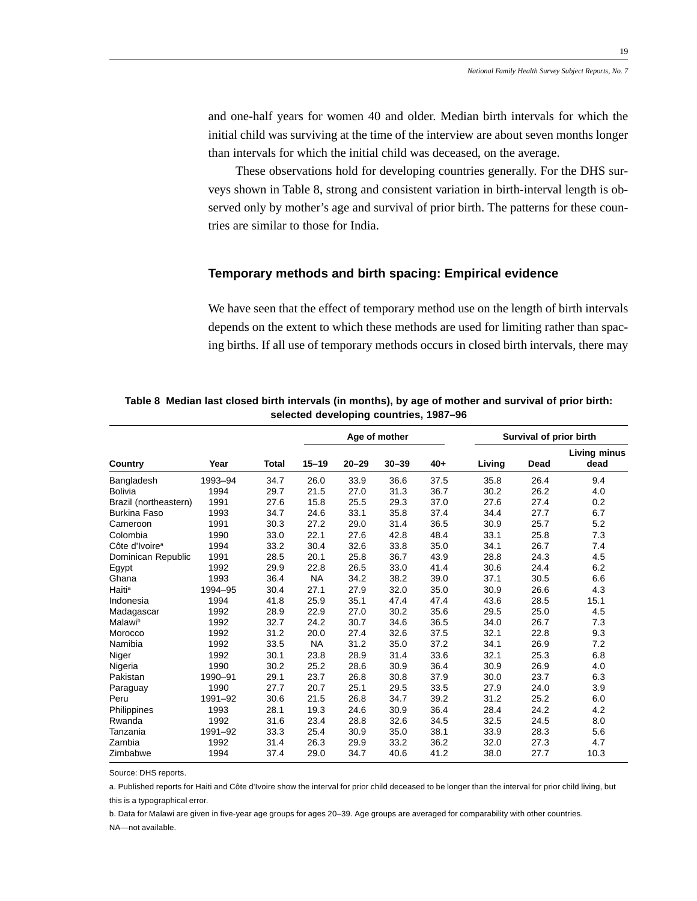and one-half years for women 40 and older. Median birth intervals for which the initial child was surviving at the time of the interview are about seven months longer than intervals for which the initial child was deceased, on the average.

These observations hold for developing countries generally. For the DHS surveys shown in Table 8, strong and consistent variation in birth-interval length is observed only by mother's age and survival of prior birth. The patterns for these countries are similar to those for India.

## Temporary methods and birth spacing: Empirical evidence

We have seen that the effect of temporary method use on the length of birth intervals depends on the extent to which these methods are used for limiting rather than spacing births. If all use of temporary methods occurs in closed birth intervals, there may

**Table 8 Median last closed birth intervals (in months), by age of mother and survival of prior birth: selected developing countries, 1987–96**

| | | | Age of mother | | | | Survival of prior birth | | |
|---|---|---|---|---|---|---|---|---|---|
| Country | Year | Total | 15–19 | 20–29 | 30–39 | 40+ | Living | Dead | Living minus dead |
| Bangladesh | 1993–94 | 34.7 | 26.0 | 33.9 | 36.6 | 37.5 | 35.8 | 26.4 | 9.4 |
| Bolivia | 1994 | 29.7 | 21.5 | 27.0 | 31.3 | 36.7 | 30.2 | 26.2 | 4.0 |
| Brazil (northeastern) | 1991 | 27.6 | 15.8 | 25.5 | 29.3 | 37.0 | 27.6 | 27.4 | 0.2 |
| Burkina Faso | 1993 | 34.7 | 24.6 | 33.1 | 35.8 | 37.4 | 34.4 | 27.7 | 6.7 |
| Cameroon | 1991 | 30.3 | 27.2 | 29.0 | 31.4 | 36.5 | 30.9 | 25.7 | 5.2 |
| Colombia | 1990 | 33.0 | 22.1 | 27.6 | 42.8 | 48.4 | 33.1 | 25.8 | 7.3 |
| Côte d'Ivoire[a] | 1994 | 33.2 | 30.4 | 32.6 | 33.8 | 35.0 | 34.1 | 26.7 | 7.4 |
| Dominican Republic | 1991 | 28.5 | 20.1 | 25.8 | 36.7 | 43.9 | 28.8 | 24.3 | 4.5 |
| Egypt | 1992 | 29.9 | 22.8 | 26.5 | 33.0 | 41.4 | 30.6 | 24.4 | 6.2 |
| Ghana | 1993 | 36.4 | NA | 34.2 | 38.2 | 39.0 | 37.1 | 30.5 | 6.6 |
| Haiti[a] | 1994–95 | 30.4 | 27.1 | 27.9 | 32.0 | 35.0 | 30.9 | 26.6 | 4.3 |
| Indonesia | 1994 | 41.8 | 25.9 | 35.1 | 47.4 | 47.4 | 43.6 | 28.5 | 15.1 |
| Madagascar | 1992 | 28.9 | 22.9 | 27.0 | 30.2 | 35.6 | 29.5 | 25.0 | 4.5 |
| Malawi[b] | 1992 | 32.7 | 24.2 | 30.7 | 34.6 | 36.5 | 34.0 | 26.7 | 7.3 |
| Morocco | 1992 | 31.2 | 20.0 | 27.4 | 32.6 | 37.5 | 32.1 | 22.8 | 9.3 |
| Namibia | 1992 | 33.5 | NA | 31.2 | 35.0 | 37.2 | 34.1 | 26.9 | 7.2 |
| Niger | 1992 | 30.1 | 23.8 | 28.9 | 31.4 | 33.6 | 32.1 | 25.3 | 6.8 |
| Nigeria | 1990 | 30.2 | 25.2 | 28.6 | 30.9 | 36.4 | 30.9 | 26.9 | 4.0 |
| Pakistan | 1990–91 | 29.1 | 23.7 | 26.8 | 30.8 | 37.9 | 30.0 | 23.7 | 6.3 |
| Paraguay | 1990 | 27.7 | 20.7 | 25.1 | 29.5 | 33.5 | 27.9 | 24.0 | 3.9 |
| Peru | 1991–92 | 30.6 | 21.5 | 26.8 | 34.7 | 39.2 | 31.2 | 25.2 | 6.0 |
| Philippines | 1993 | 28.1 | 19.3 | 24.6 | 30.9 | 36.4 | 28.4 | 24.2 | 4.2 |
| Rwanda | 1992 | 31.6 | 23.4 | 28.8 | 32.6 | 34.5 | 32.5 | 24.5 | 8.0 |
| Tanzania | 1991–92 | 33.3 | 25.4 | 30.9 | 35.0 | 38.1 | 33.9 | 28.3 | 5.6 |
| Zambia | 1992 | 31.4 | 26.3 | 29.9 | 33.2 | 36.2 | 32.0 | 27.3 | 4.7 |
| Zimbabwe | 1994 | 37.4 | 29.0 | 34.7 | 40.6 | 41.2 | 38.0 | 27.7 | 10.3 |

Source: DHS reports.

a. Published reports for Haiti and Côte d'Ivoire show the interval for prior child deceased to be longer than the interval for prior child living, but this is a typographical error.

b. Data for Malawi are given in five-year age groups for ages 20–39. Age groups are averaged for comparability with other countries.

NA—not available.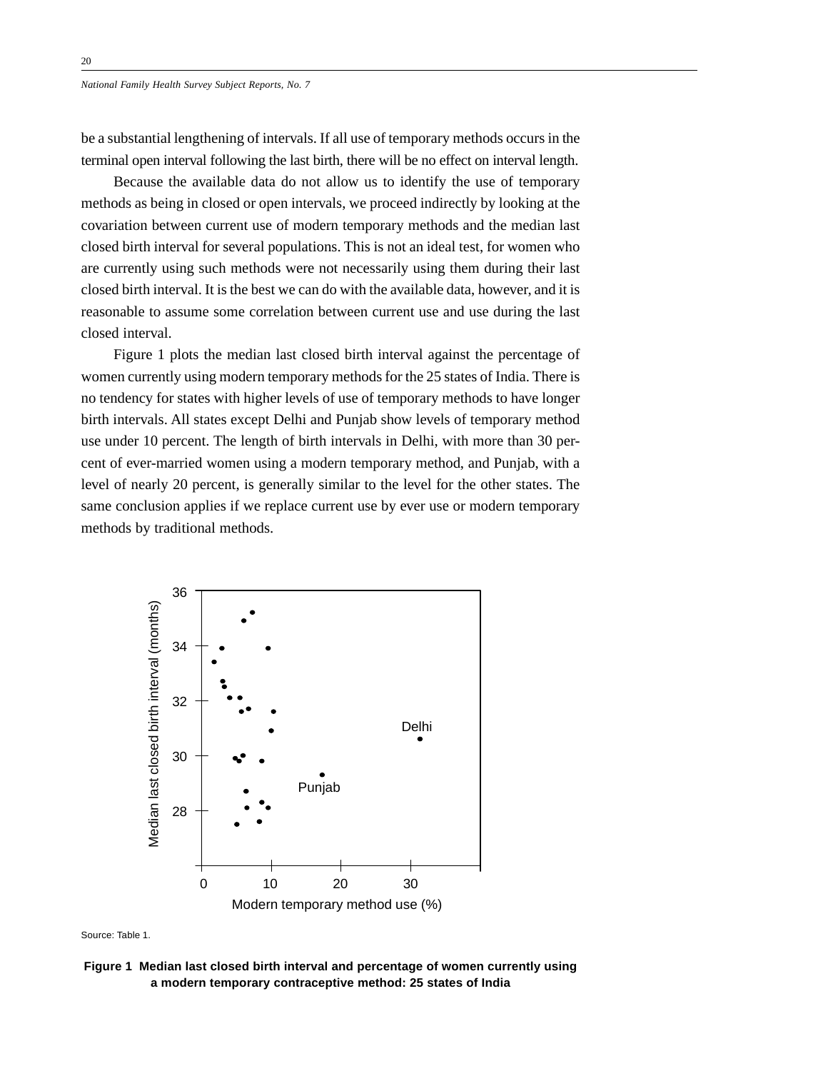be a substantial lengthening of intervals. If all use of temporary methods occurs in the terminal open interval following the last birth, there will be no effect on interval length.

Because the available data do not allow us to identify the use of temporary methods as being in closed or open intervals, we proceed indirectly by looking at the covariation between current use of modern temporary methods and the median last closed birth interval for several populations. This is not an ideal test, for women who are currently using such methods were not necessarily using them during their last closed birth interval. It is the best we can do with the available data, however, and it is reasonable to assume some correlation between current use and use during the last closed interval.

Figure 1 plots the median last closed birth interval against the percentage of women currently using modern temporary methods for the 25 states of India. There is no tendency for states with higher levels of use of temporary methods to have longer birth intervals. All states except Delhi and Punjab show levels of temporary method use under 10 percent. The length of birth intervals in Delhi, with more than 30 percent of ever-married women using a modern temporary method, and Punjab, with a level of nearly 20 percent, is generally similar to the level for the other states. The same conclusion applies if we replace current use by ever use or modern temporary methods by traditional methods.

Source: Table 1.

**Figure 1 Median last closed birth interval and percentage of women currently using a modern temporary contraceptive method: 25 states of India**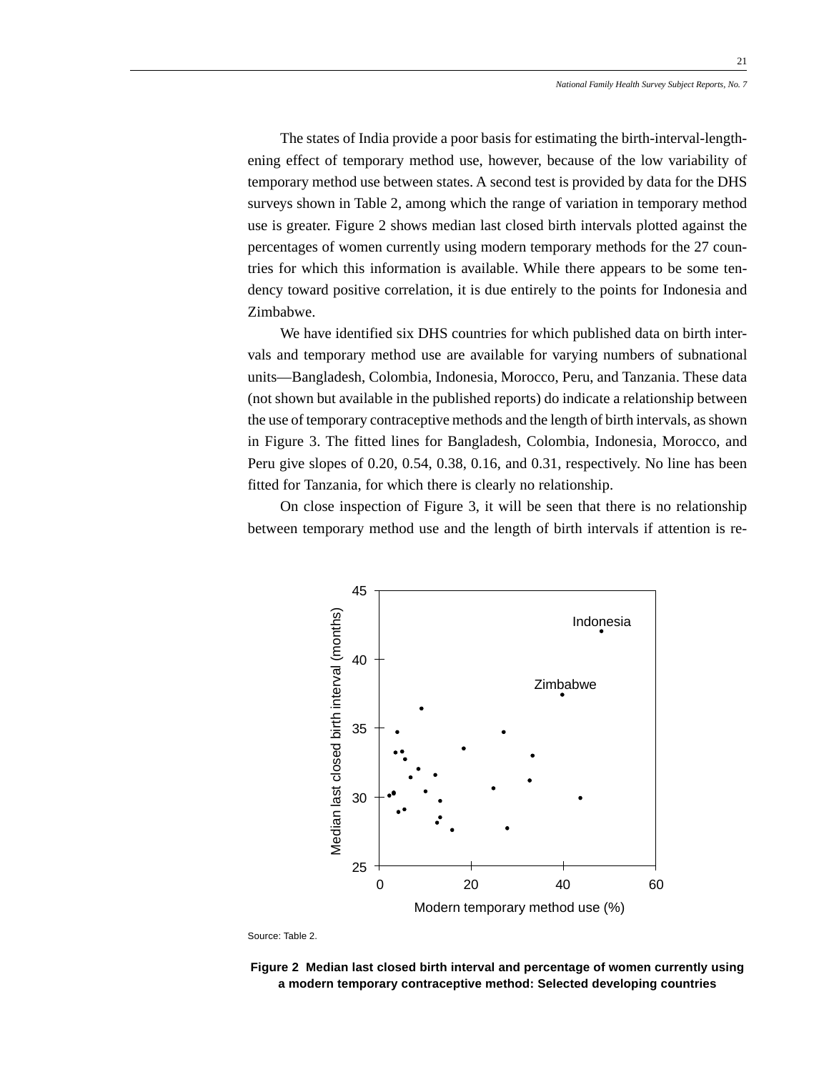The states of India provide a poor basis for estimating the birth-interval-lengthening effect of temporary method use, however, because of the low variability of temporary method use between states. A second test is provided by data for the DHS surveys shown in Table 2, among which the range of variation in temporary method use is greater. Figure 2 shows median last closed birth intervals plotted against the percentages of women currently using modern temporary methods for the 27 countries for which this information is available. While there appears to be some tendency toward positive correlation, it is due entirely to the points for Indonesia and Zimbabwe.

We have identified six DHS countries for which published data on birth intervals and temporary method use are available for varying numbers of subnational units—Bangladesh, Colombia, Indonesia, Morocco, Peru, and Tanzania. These data (not shown but available in the published reports) do indicate a relationship between the use of temporary contraceptive methods and the length of birth intervals, as shown in Figure 3. The fitted lines for Bangladesh, Colombia, Indonesia, Morocco, and Peru give slopes of 0.20, 0.54, 0.38, 0.16, and 0.31, respectively. No line has been fitted for Tanzania, for which there is clearly no relationship.

On close inspection of Figure 3, it will be seen that there is no relationship between temporary method use and the length of birth intervals if attention is re-

Source: Table 2.

**Figure 2 Median last closed birth interval and percentage of women currently using a modern temporary contraceptive method: Selected developing countries**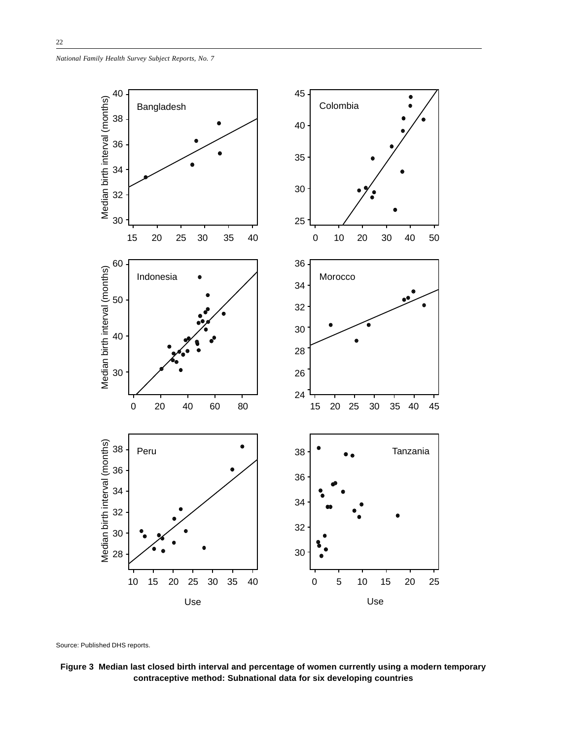Source: Published DHS reports.

**Figure 3 Median last closed birth interval and percentage of women currently using a modern temporary contraceptive method: Subnational data for six developing countries**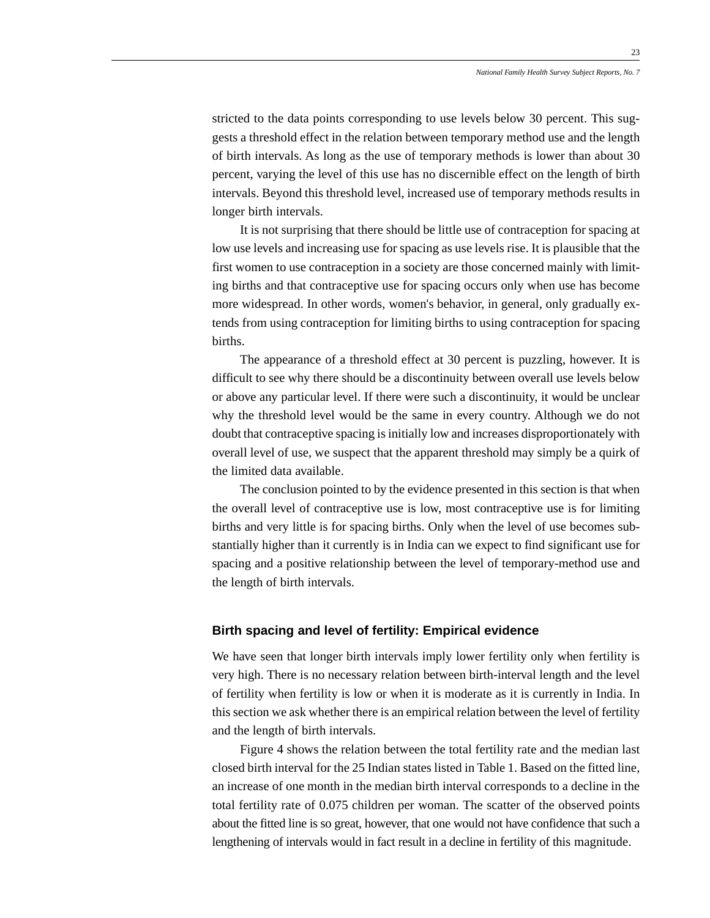stricted to the data points corresponding to use levels below 30 percent. This suggests a threshold effect in the relation between temporary method use and the length of birth intervals. As long as the use of temporary methods is lower than about 30 percent, varying the level of this use has no discernible effect on the length of birth intervals. Beyond this threshold level, increased use of temporary methods results in longer birth intervals.

It is not surprising that there should be little use of contraception for spacing at low use levels and increasing use for spacing as use levels rise. It is plausible that the first women to use contraception in a society are those concerned mainly with limiting births and that contraceptive use for spacing occurs only when use has become more widespread. In other words, women's behavior, in general, only gradually extends from using contraception for limiting births to using contraception for spacing births.

The appearance of a threshold effect at 30 percent is puzzling, however. It is difficult to see why there should be a discontinuity between overall use levels below or above any particular level. If there were such a discontinuity, it would be unclear why the threshold level would be the same in every country. Although we do not doubt that contraceptive spacing is initially low and increases disproportionately with overall level of use, we suspect that the apparent threshold may simply be a quirk of the limited data available.

The conclusion pointed to by the evidence presented in this section is that when the overall level of contraceptive use is low, most contraceptive use is for limiting births and very little is for spacing births. Only when the level of use becomes substantially higher than it currently is in India can we expect to find significant use for spacing and a positive relationship between the level of temporary-method use and the length of birth intervals.

### Birth spacing and level of fertility: Empirical evidence

We have seen that longer birth intervals imply lower fertility only when fertility is very high. There is no necessary relation between birth-interval length and the level of fertility when fertility is low or when it is moderate as it is currently in India. In this section we ask whether there is an empirical relation between the level of fertility and the length of birth intervals.

Figure 4 shows the relation between the total fertility rate and the median last closed birth interval for the 25 Indian states listed in Table 1. Based on the fitted line, an increase of one month in the median birth interval corresponds to a decline in the total fertility rate of 0.075 children per woman. The scatter of the observed points about the fitted line is so great, however, that one would not have confidence that such a lengthening of intervals would in fact result in a decline in fertility of this magnitude.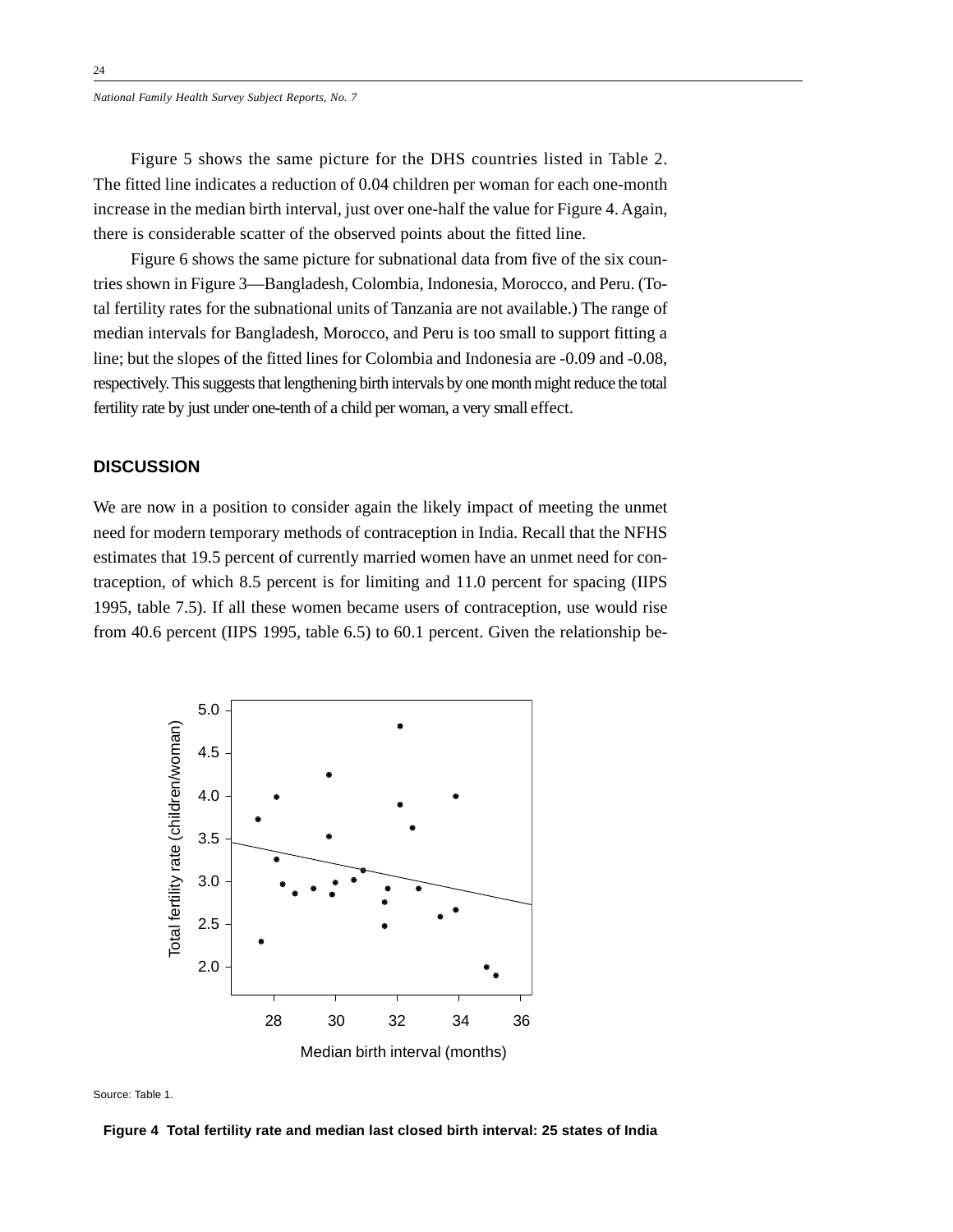Figure 5 shows the same picture for the DHS countries listed in Table 2. The fitted line indicates a reduction of 0.04 children per woman for each one-month increase in the median birth interval, just over one-half the value for Figure 4. Again, there is considerable scatter of the observed points about the fitted line.

Figure 6 shows the same picture for subnational data from five of the six countries shown in Figure 3—Bangladesh, Colombia, Indonesia, Morocco, and Peru. (Total fertility rates for the subnational units of Tanzania are not available.) The range of median intervals for Bangladesh, Morocco, and Peru is too small to support fitting a line; but the slopes of the fitted lines for Colombia and Indonesia are -0.09 and -0.08, respectively. This suggests that lengthening birth intervals by one month might reduce the total fertility rate by just under one-tenth of a child per woman, a very small effect.

## DISCUSSION

We are now in a position to consider again the likely impact of meeting the unmet need for modern temporary methods of contraception in India. Recall that the NFHS estimates that 19.5 percent of currently married women have an unmet need for contraception, of which 8.5 percent is for limiting and 11.0 percent for spacing (IIPS 1995, table 7.5). If all these women became users of contraception, use would rise from 40.6 percent (IIPS 1995, table 6.5) to 60.1 percent. Given the relationship be-

Source: Table 1.

**Figure 4 Total fertility rate and median last closed birth interval: 25 states of India**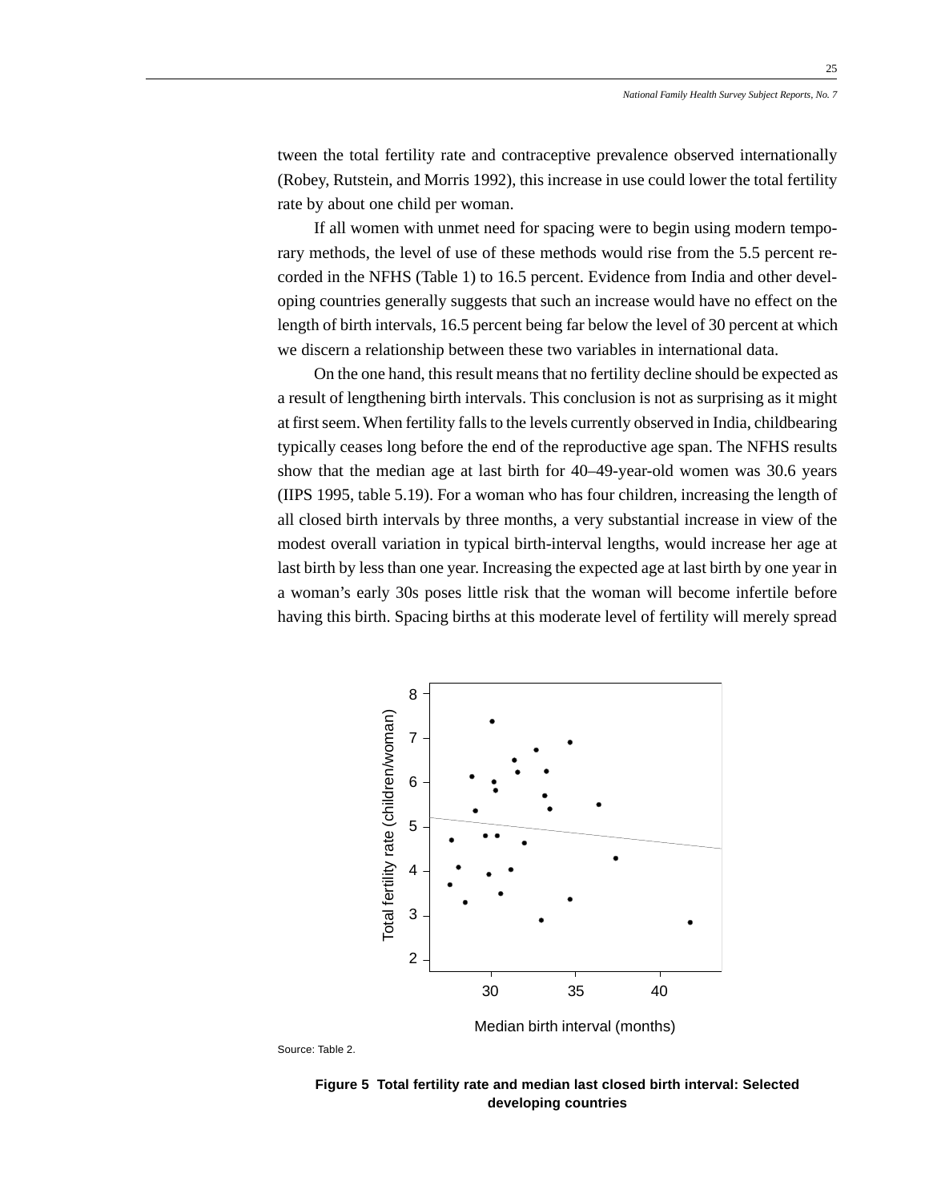tween the total fertility rate and contraceptive prevalence observed internationally (Robey, Rutstein, and Morris 1992), this increase in use could lower the total fertility rate by about one child per woman.

If all women with unmet need for spacing were to begin using modern temporary methods, the level of use of these methods would rise from the 5.5 percent recorded in the NFHS (Table 1) to 16.5 percent. Evidence from India and other developing countries generally suggests that such an increase would have no effect on the length of birth intervals, 16.5 percent being far below the level of 30 percent at which we discern a relationship between these two variables in international data.

On the one hand, this result means that no fertility decline should be expected as a result of lengthening birth intervals. This conclusion is not as surprising as it might at first seem. When fertility falls to the levels currently observed in India, childbearing typically ceases long before the end of the reproductive age span. The NFHS results show that the median age at last birth for 40–49-year-old women was 30.6 years (IIPS 1995, table 5.19). For a woman who has four children, increasing the length of all closed birth intervals by three months, a very substantial increase in view of the modest overall variation in typical birth-interval lengths, would increase her age at last birth by less than one year. Increasing the expected age at last birth by one year in a woman's early 30s poses little risk that the woman will become infertile before having this birth. Spacing births at this moderate level of fertility will merely spread

Source: Table 2.

**Figure 5 Total fertility rate and median last closed birth interval: Selected developing countries**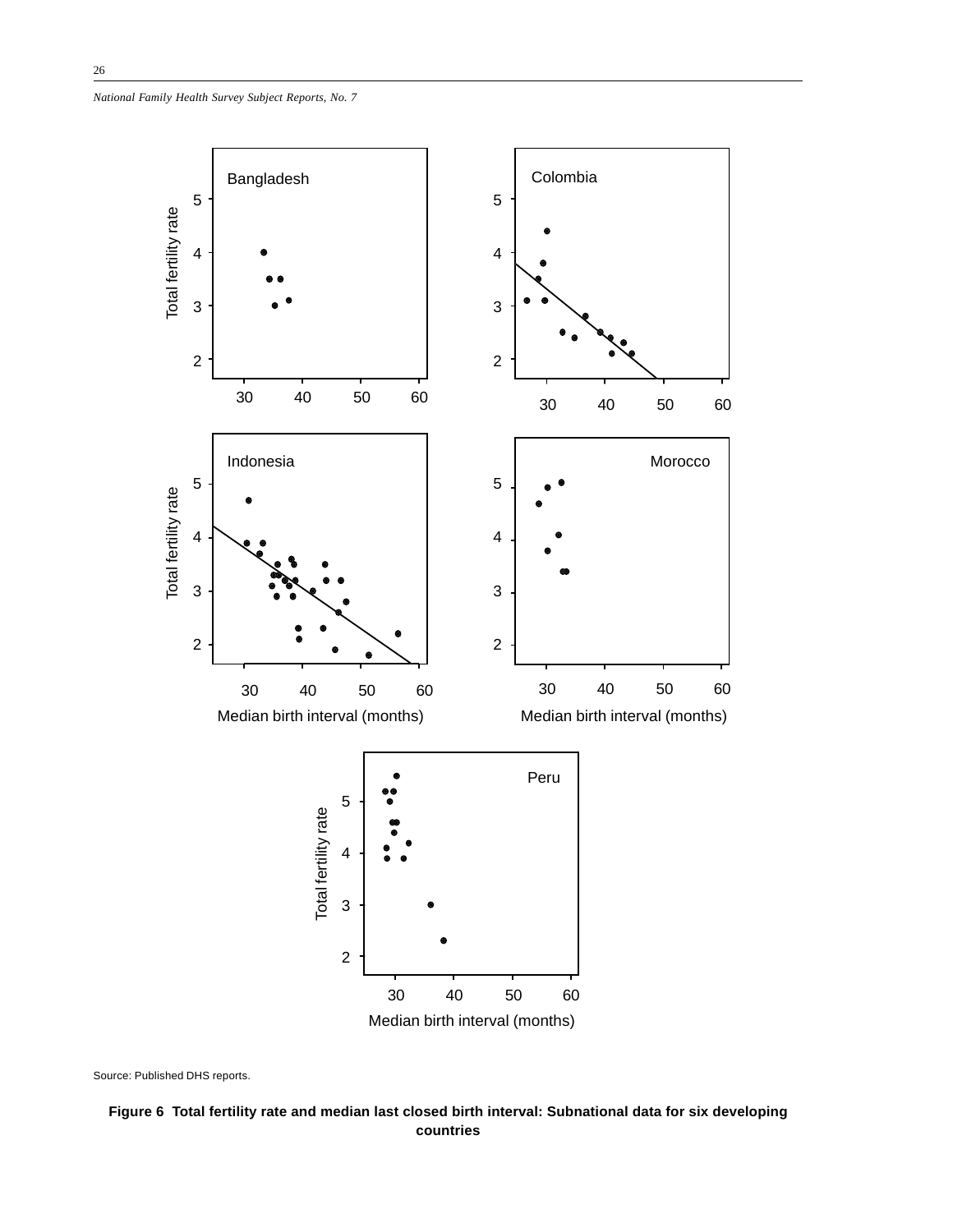Source: Published DHS reports.

**Figure 6 Total fertility rate and median last closed birth interval: Subnational data for six developing countries**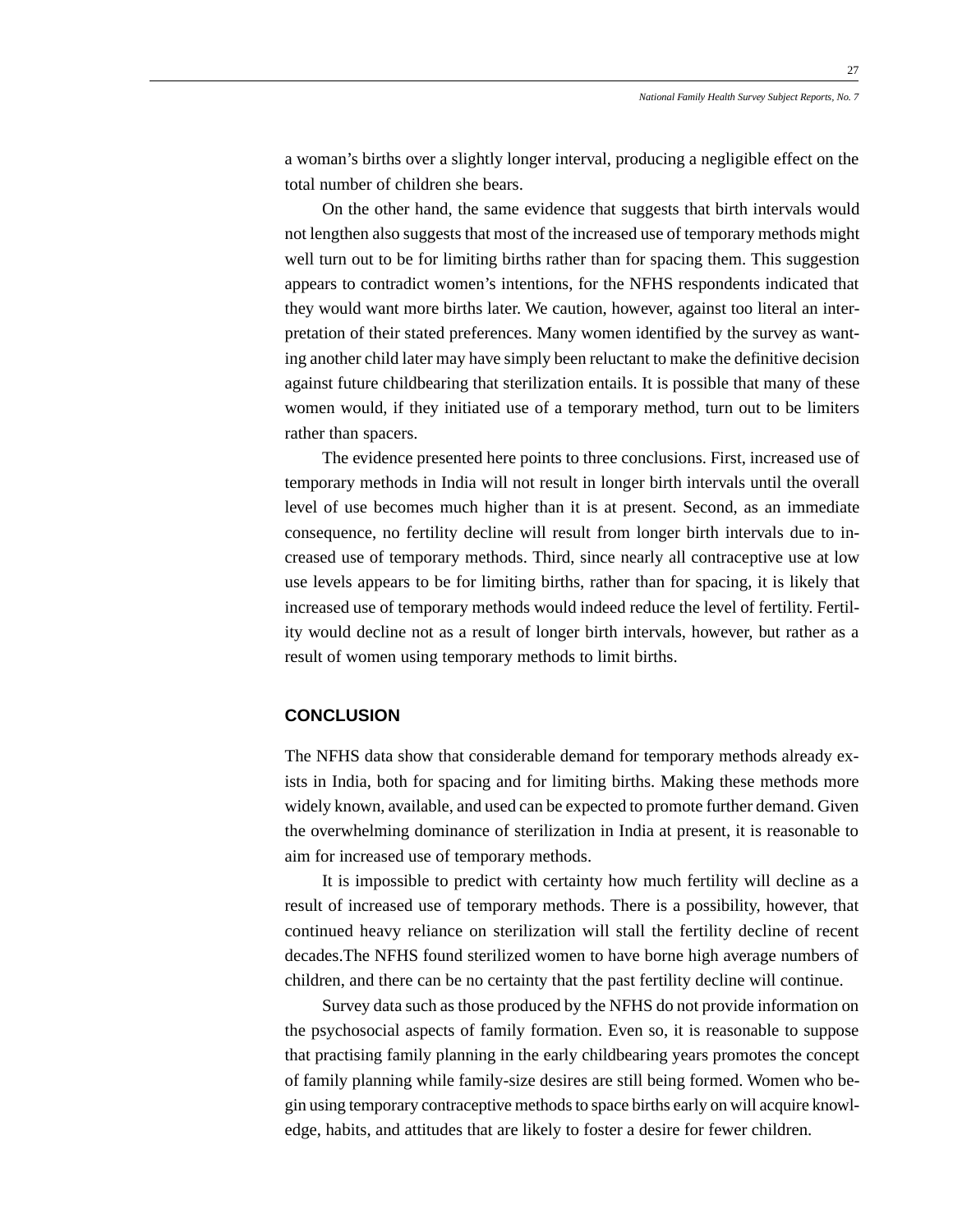a woman's births over a slightly longer interval, producing a negligible effect on the total number of children she bears.

On the other hand, the same evidence that suggests that birth intervals would not lengthen also suggests that most of the increased use of temporary methods might well turn out to be for limiting births rather than for spacing them. This suggestion appears to contradict women's intentions, for the NFHS respondents indicated that they would want more births later. We caution, however, against too literal an interpretation of their stated preferences. Many women identified by the survey as wanting another child later may have simply been reluctant to make the definitive decision against future childbearing that sterilization entails. It is possible that many of these women would, if they initiated use of a temporary method, turn out to be limiters rather than spacers.

The evidence presented here points to three conclusions. First, increased use of temporary methods in India will not result in longer birth intervals until the overall level of use becomes much higher than it is at present. Second, as an immediate consequence, no fertility decline will result from longer birth intervals due to increased use of temporary methods. Third, since nearly all contraceptive use at low use levels appears to be for limiting births, rather than for spacing, it is likely that increased use of temporary methods would indeed reduce the level of fertility. Fertility would decline not as a result of longer birth intervals, however, but rather as a result of women using temporary methods to limit births.

## CONCLUSION

The NFHS data show that considerable demand for temporary methods already exists in India, both for spacing and for limiting births. Making these methods more widely known, available, and used can be expected to promote further demand. Given the overwhelming dominance of sterilization in India at present, it is reasonable to aim for increased use of temporary methods.

It is impossible to predict with certainty how much fertility will decline as a result of increased use of temporary methods. There is a possibility, however, that continued heavy reliance on sterilization will stall the fertility decline of recent decades.The NFHS found sterilized women to have borne high average numbers of children, and there can be no certainty that the past fertility decline will continue.

Survey data such as those produced by the NFHS do not provide information on the psychosocial aspects of family formation. Even so, it is reasonable to suppose that practising family planning in the early childbearing years promotes the concept of family planning while family-size desires are still being formed. Women who begin using temporary contraceptive methods to space births early on will acquire knowledge, habits, and attitudes that are likely to foster a desire for fewer children.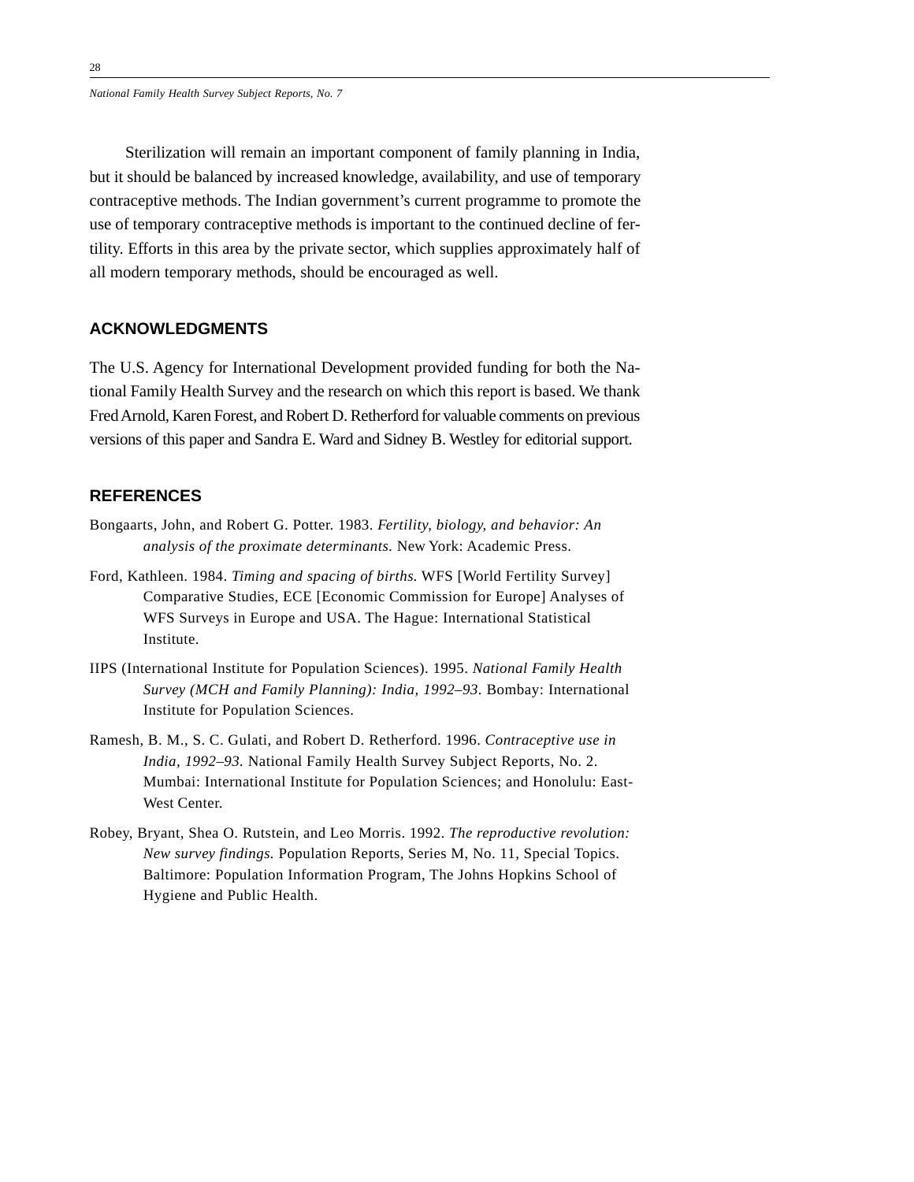Sterilization will remain an important component of family planning in India, but it should be balanced by increased knowledge, availability, and use of temporary contraceptive methods. The Indian government's current programme to promote the use of temporary contraceptive methods is important to the continued decline of fertility. Efforts in this area by the private sector, which supplies approximately half of all modern temporary methods, should be encouraged as well.

## ACKNOWLEDGMENTS

The U.S. Agency for International Development provided funding for both the National Family Health Survey and the research on which this report is based. We thank Fred Arnold, Karen Forest, and Robert D. Retherford for valuable comments on previous versions of this paper and Sandra E. Ward and Sidney B. Westley for editorial support.

## REFERENCES

Bongaarts, John, and Robert G. Potter. 1983. *Fertility, biology, and behavior: An analysis of the proximate determinants.* New York: Academic Press.

Ford, Kathleen. 1984. *Timing and spacing of births.* WFS [World Fertility Survey] Comparative Studies, ECE [Economic Commission for Europe] Analyses of WFS Surveys in Europe and USA. The Hague: International Statistical Institute.

IIPS (International Institute for Population Sciences). 1995. *National Family Health Survey (MCH and Family Planning): India, 1992–93.* Bombay: International Institute for Population Sciences.

Ramesh, B. M., S. C. Gulati, and Robert D. Retherford. 1996. *Contraceptive use in India, 1992–93.* National Family Health Survey Subject Reports, No. 2. Mumbai: International Institute for Population Sciences; and Honolulu: East-West Center.

Robey, Bryant, Shea O. Rutstein, and Leo Morris. 1992. *The reproductive revolution: New survey findings.* Population Reports, Series M, No. 11, Special Topics. Baltimore: Population Information Program, The Johns Hopkins School of Hygiene and Public Health.